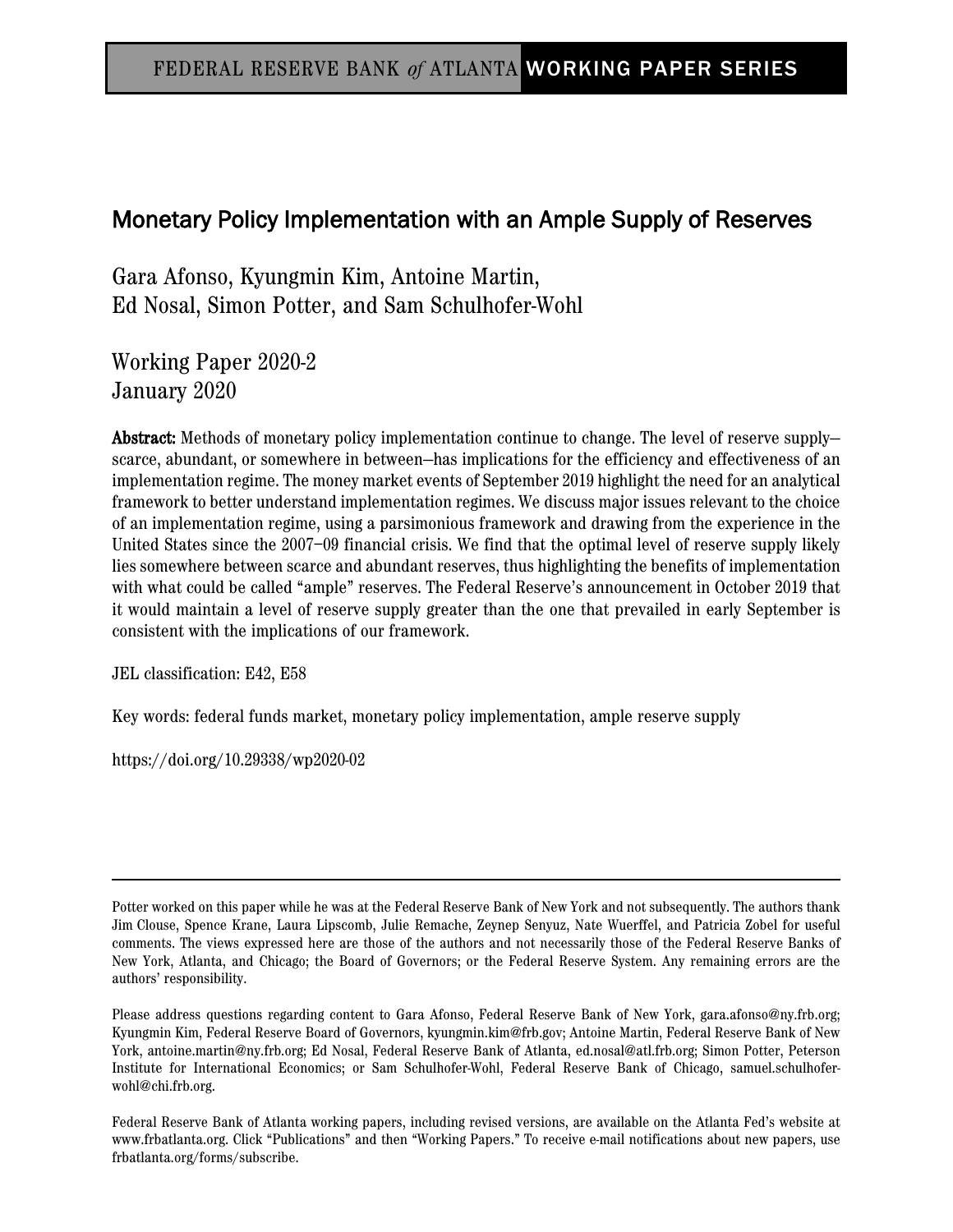FEDERAL RESERVE BANK *of* ATLANTA **WORKING PAPER SERIES**

# Monetary Policy Implementation with an Ample Supply of Reserves

Gara Afonso, Kyungmin Kim, Antoine Martin,
Ed Nosal, Simon Potter, and Sam Schulhofer-Wohl

Working Paper 2020-2
January 2020

**Abstract:** Methods of monetary policy implementation continue to change. The level of reserve supply—scarce, abundant, or somewhere in between—has implications for the efficiency and effectiveness of an implementation regime. The money market events of September 2019 highlight the need for an analytical framework to better understand implementation regimes. We discuss major issues relevant to the choice of an implementation regime, using a parsimonious framework and drawing from the experience in the United States since the 2007–09 financial crisis. We find that the optimal level of reserve supply likely lies somewhere between scarce and abundant reserves, thus highlighting the benefits of implementation with what could be called "ample" reserves. The Federal Reserve's announcement in October 2019 that it would maintain a level of reserve supply greater than the one that prevailed in early September is consistent with the implications of our framework.

JEL classification: E42, E58

Key words: federal funds market, monetary policy implementation, ample reserve supply

https://doi.org/10.29338/wp2020-02

---

Potter worked on this paper while he was at the Federal Reserve Bank of New York and not subsequently. The authors thank Jim Clouse, Spence Krane, Laura Lipscomb, Julie Remache, Zeynep Senyuz, Nate Wuerffel, and Patricia Zobel for useful comments. The views expressed here are those of the authors and not necessarily those of the Federal Reserve Banks of New York, Atlanta, and Chicago; the Board of Governors; or the Federal Reserve System. Any remaining errors are the authors' responsibility.

Please address questions regarding content to Gara Afonso, Federal Reserve Bank of New York, gara.afonso@ny.frb.org; Kyungmin Kim, Federal Reserve Board of Governors, kyungmin.kim@frb.gov; Antoine Martin, Federal Reserve Bank of New York, antoine.martin@ny.frb.org; Ed Nosal, Federal Reserve Bank of Atlanta, ed.nosal@atl.frb.org; Simon Potter, Peterson Institute for International Economics; or Sam Schulhofer-Wohl, Federal Reserve Bank of Chicago, samuel.schulhofer-wohl@chi.frb.org.

Federal Reserve Bank of Atlanta working papers, including revised versions, are available on the Atlanta Fed's website at www.frbatlanta.org. Click "Publications" and then "Working Papers." To receive e-mail notifications about new papers, use frbatlanta.org/forms/subscribe.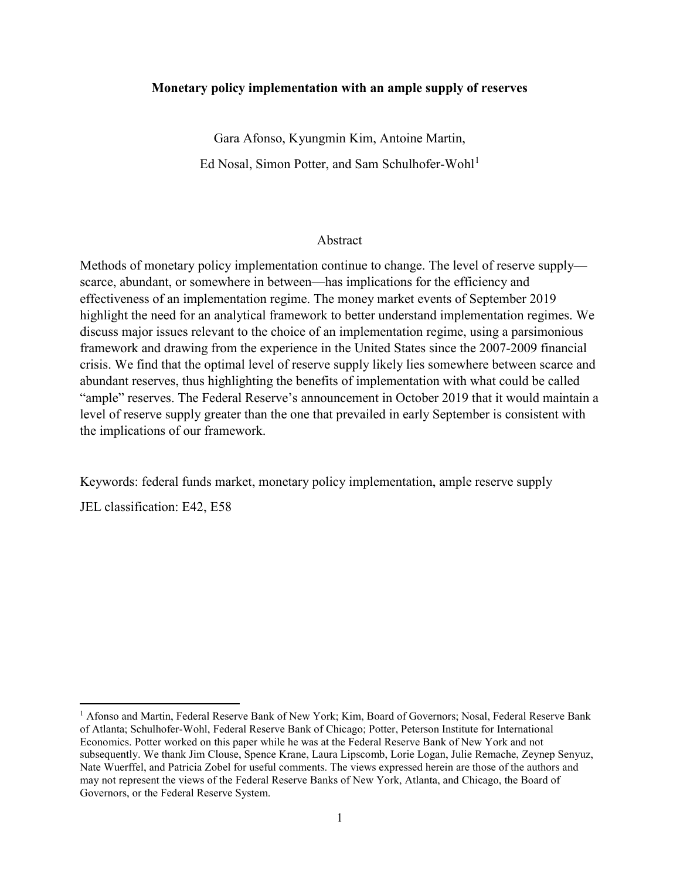# Monetary policy implementation with an ample supply of reserves

Gara Afonso, Kyungmin Kim, Antoine Martin,

Ed Nosal, Simon Potter, and Sam Schulhofer-Wohl[1]

## Abstract

Methods of monetary policy implementation continue to change. The level of reserve supply—scarce, abundant, or somewhere in between—has implications for the efficiency and effectiveness of an implementation regime. The money market events of September 2019 highlight the need for an analytical framework to better understand implementation regimes. We discuss major issues relevant to the choice of an implementation regime, using a parsimonious framework and drawing from the experience in the United States since the 2007-2009 financial crisis. We find that the optimal level of reserve supply likely lies somewhere between scarce and abundant reserves, thus highlighting the benefits of implementation with what could be called "ample" reserves. The Federal Reserve's announcement in October 2019 that it would maintain a level of reserve supply greater than the one that prevailed in early September is consistent with the implications of our framework.

Keywords: federal funds market, monetary policy implementation, ample reserve supply

JEL classification: E42, E58

[1] Afonso and Martin, Federal Reserve Bank of New York; Kim, Board of Governors; Nosal, Federal Reserve Bank of Atlanta; Schulhofer-Wohl, Federal Reserve Bank of Chicago; Potter, Peterson Institute for International Economics. Potter worked on this paper while he was at the Federal Reserve Bank of New York and not subsequently. We thank Jim Clouse, Spence Krane, Laura Lipscomb, Lorie Logan, Julie Remache, Zeynep Senyuz, Nate Wuerffel, and Patricia Zobel for useful comments. The views expressed herein are those of the authors and may not represent the views of the Federal Reserve Banks of New York, Atlanta, and Chicago, the Board of Governors, or the Federal Reserve System.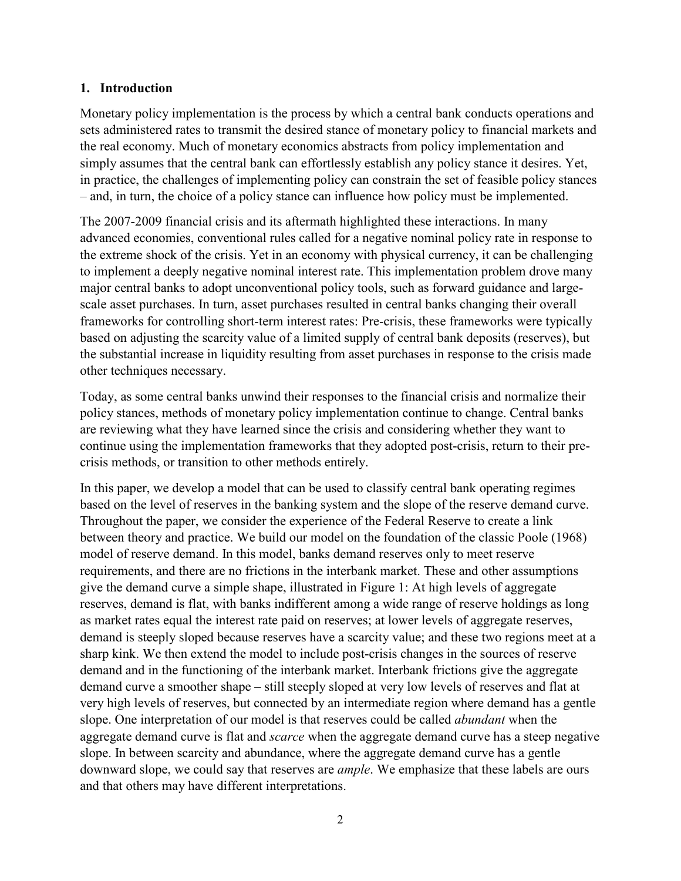## 1. Introduction

Monetary policy implementation is the process by which a central bank conducts operations and sets administered rates to transmit the desired stance of monetary policy to financial markets and the real economy. Much of monetary economics abstracts from policy implementation and simply assumes that the central bank can effortlessly establish any policy stance it desires. Yet, in practice, the challenges of implementing policy can constrain the set of feasible policy stances – and, in turn, the choice of a policy stance can influence how policy must be implemented.

The 2007-2009 financial crisis and its aftermath highlighted these interactions. In many advanced economies, conventional rules called for a negative nominal policy rate in response to the extreme shock of the crisis. Yet in an economy with physical currency, it can be challenging to implement a deeply negative nominal interest rate. This implementation problem drove many major central banks to adopt unconventional policy tools, such as forward guidance and large-scale asset purchases. In turn, asset purchases resulted in central banks changing their overall frameworks for controlling short-term interest rates: Pre-crisis, these frameworks were typically based on adjusting the scarcity value of a limited supply of central bank deposits (reserves), but the substantial increase in liquidity resulting from asset purchases in response to the crisis made other techniques necessary.

Today, as some central banks unwind their responses to the financial crisis and normalize their policy stances, methods of monetary policy implementation continue to change. Central banks are reviewing what they have learned since the crisis and considering whether they want to continue using the implementation frameworks that they adopted post-crisis, return to their pre-crisis methods, or transition to other methods entirely.

In this paper, we develop a model that can be used to classify central bank operating regimes based on the level of reserves in the banking system and the slope of the reserve demand curve. Throughout the paper, we consider the experience of the Federal Reserve to create a link between theory and practice. We build our model on the foundation of the classic Poole (1968) model of reserve demand. In this model, banks demand reserves only to meet reserve requirements, and there are no frictions in the interbank market. These and other assumptions give the demand curve a simple shape, illustrated in Figure 1: At high levels of aggregate reserves, demand is flat, with banks indifferent among a wide range of reserve holdings as long as market rates equal the interest rate paid on reserves; at lower levels of aggregate reserves, demand is steeply sloped because reserves have a scarcity value; and these two regions meet at a sharp kink. We then extend the model to include post-crisis changes in the sources of reserve demand and in the functioning of the interbank market. Interbank frictions give the aggregate demand curve a smoother shape – still steeply sloped at very low levels of reserves and flat at very high levels of reserves, but connected by an intermediate region where demand has a gentle slope. One interpretation of our model is that reserves could be called *abundant* when the aggregate demand curve is flat and *scarce* when the aggregate demand curve has a steep negative slope. In between scarcity and abundance, where the aggregate demand curve has a gentle downward slope, we could say that reserves are *ample*. We emphasize that these labels are ours and that others may have different interpretations.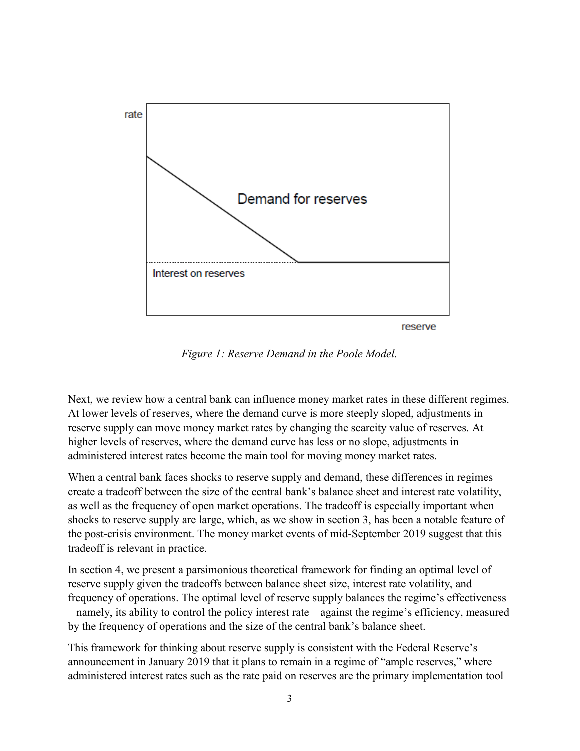*Figure 1: Reserve Demand in the Poole Model.*

Next, we review how a central bank can influence money market rates in these different regimes. At lower levels of reserves, where the demand curve is more steeply sloped, adjustments in reserve supply can move money market rates by changing the scarcity value of reserves. At higher levels of reserves, where the demand curve has less or no slope, adjustments in administered interest rates become the main tool for moving money market rates.

When a central bank faces shocks to reserve supply and demand, these differences in regimes create a tradeoff between the size of the central bank's balance sheet and interest rate volatility, as well as the frequency of open market operations. The tradeoff is especially important when shocks to reserve supply are large, which, as we show in section 3, has been a notable feature of the post-crisis environment. The money market events of mid-September 2019 suggest that this tradeoff is relevant in practice.

In section 4, we present a parsimonious theoretical framework for finding an optimal level of reserve supply given the tradeoffs between balance sheet size, interest rate volatility, and frequency of operations. The optimal level of reserve supply balances the regime's effectiveness – namely, its ability to control the policy interest rate – against the regime's efficiency, measured by the frequency of operations and the size of the central bank's balance sheet.

This framework for thinking about reserve supply is consistent with the Federal Reserve's announcement in January 2019 that it plans to remain in a regime of "ample reserves," where administered interest rates such as the rate paid on reserves are the primary implementation tool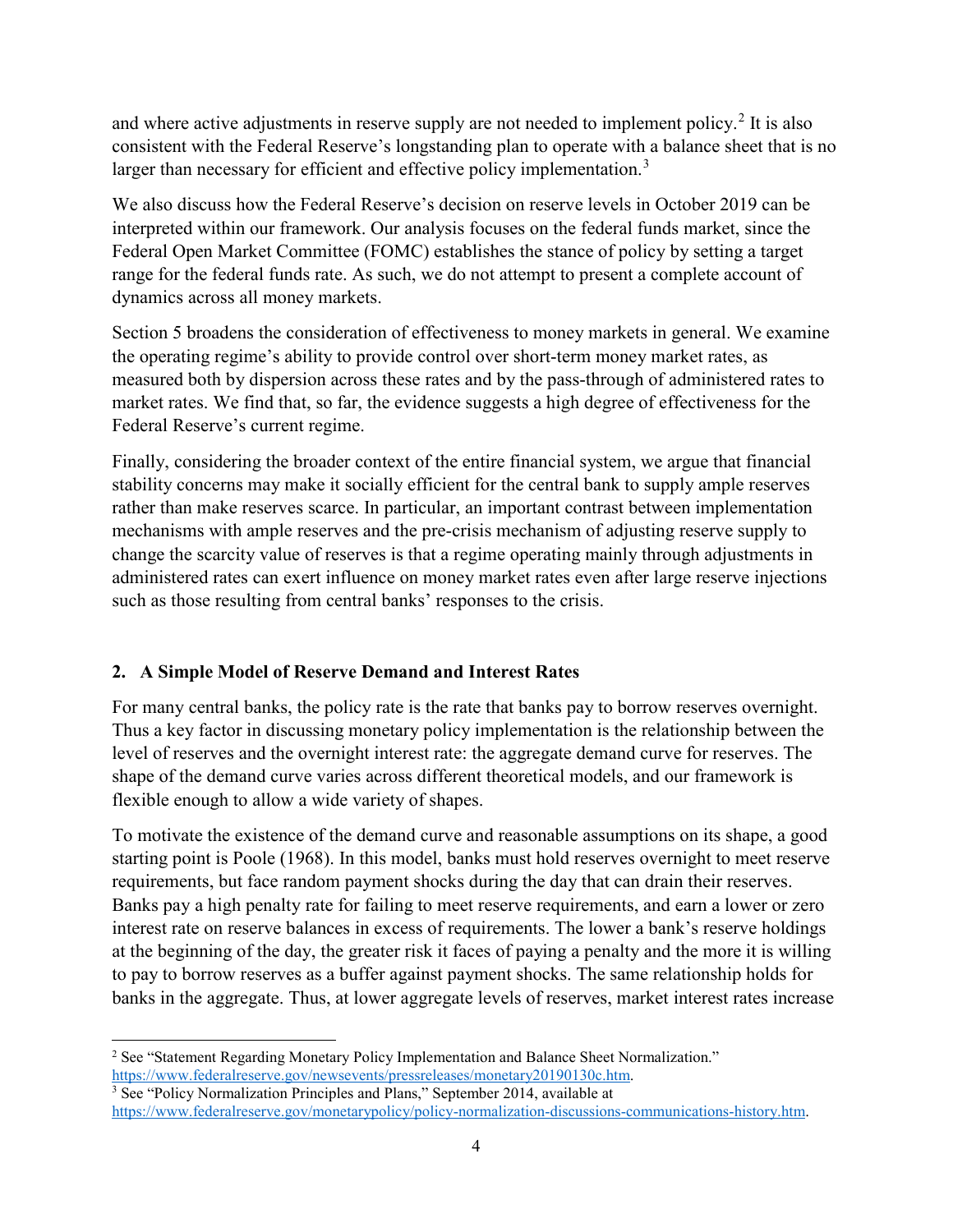and where active adjustments in reserve supply are not needed to implement policy.[2] It is also consistent with the Federal Reserve's longstanding plan to operate with a balance sheet that is no larger than necessary for efficient and effective policy implementation.[3]

We also discuss how the Federal Reserve's decision on reserve levels in October 2019 can be interpreted within our framework. Our analysis focuses on the federal funds market, since the Federal Open Market Committee (FOMC) establishes the stance of policy by setting a target range for the federal funds rate. As such, we do not attempt to present a complete account of dynamics across all money markets.

Section 5 broadens the consideration of effectiveness to money markets in general. We examine the operating regime's ability to provide control over short-term money market rates, as measured both by dispersion across these rates and by the pass-through of administered rates to market rates. We find that, so far, the evidence suggests a high degree of effectiveness for the Federal Reserve's current regime.

Finally, considering the broader context of the entire financial system, we argue that financial stability concerns may make it socially efficient for the central bank to supply ample reserves rather than make reserves scarce. In particular, an important contrast between implementation mechanisms with ample reserves and the pre-crisis mechanism of adjusting reserve supply to change the scarcity value of reserves is that a regime operating mainly through adjustments in administered rates can exert influence on money market rates even after large reserve injections such as those resulting from central banks' responses to the crisis.

## 2. A Simple Model of Reserve Demand and Interest Rates

For many central banks, the policy rate is the rate that banks pay to borrow reserves overnight. Thus a key factor in discussing monetary policy implementation is the relationship between the level of reserves and the overnight interest rate: the aggregate demand curve for reserves. The shape of the demand curve varies across different theoretical models, and our framework is flexible enough to allow a wide variety of shapes.

To motivate the existence of the demand curve and reasonable assumptions on its shape, a good starting point is Poole (1968). In this model, banks must hold reserves overnight to meet reserve requirements, but face random payment shocks during the day that can drain their reserves. Banks pay a high penalty rate for failing to meet reserve requirements, and earn a lower or zero interest rate on reserve balances in excess of requirements. The lower a bank's reserve holdings at the beginning of the day, the greater risk it faces of paying a penalty and the more it is willing to pay to borrow reserves as a buffer against payment shocks. The same relationship holds for banks in the aggregate. Thus, at lower aggregate levels of reserves, market interest rates increase

[2] See "Statement Regarding Monetary Policy Implementation and Balance Sheet Normalization." https://www.federalreserve.gov/newsevents/pressreleases/monetary20190130c.htm.

[3] See "Policy Normalization Principles and Plans," September 2014, available at https://www.federalreserve.gov/monetarypolicy/policy-normalization-discussions-communications-history.htm.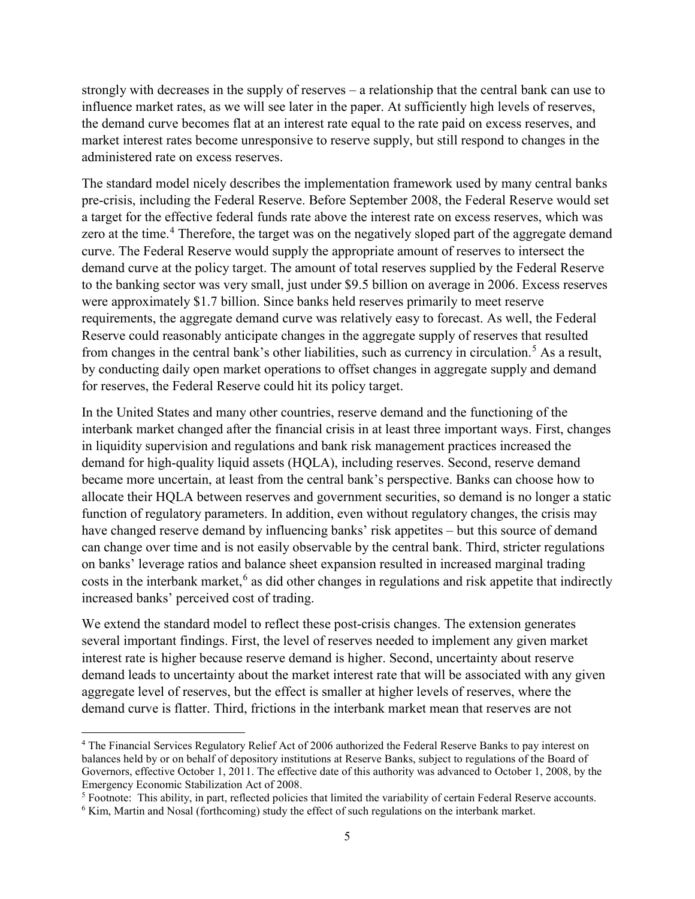strongly with decreases in the supply of reserves – a relationship that the central bank can use to influence market rates, as we will see later in the paper. At sufficiently high levels of reserves, the demand curve becomes flat at an interest rate equal to the rate paid on excess reserves, and market interest rates become unresponsive to reserve supply, but still respond to changes in the administered rate on excess reserves.

The standard model nicely describes the implementation framework used by many central banks pre-crisis, including the Federal Reserve. Before September 2008, the Federal Reserve would set a target for the effective federal funds rate above the interest rate on excess reserves, which was zero at the time.[4] Therefore, the target was on the negatively sloped part of the aggregate demand curve. The Federal Reserve would supply the appropriate amount of reserves to intersect the demand curve at the policy target. The amount of total reserves supplied by the Federal Reserve to the banking sector was very small, just under $9.5 billion on average in 2006. Excess reserves were approximately $1.7 billion. Since banks held reserves primarily to meet reserve requirements, the aggregate demand curve was relatively easy to forecast. As well, the Federal Reserve could reasonably anticipate changes in the aggregate supply of reserves that resulted from changes in the central bank's other liabilities, such as currency in circulation.[5] As a result, by conducting daily open market operations to offset changes in aggregate supply and demand for reserves, the Federal Reserve could hit its policy target.

In the United States and many other countries, reserve demand and the functioning of the interbank market changed after the financial crisis in at least three important ways. First, changes in liquidity supervision and regulations and bank risk management practices increased the demand for high-quality liquid assets (HQLA), including reserves. Second, reserve demand became more uncertain, at least from the central bank's perspective. Banks can choose how to allocate their HQLA between reserves and government securities, so demand is no longer a static function of regulatory parameters. In addition, even without regulatory changes, the crisis may have changed reserve demand by influencing banks' risk appetites – but this source of demand can change over time and is not easily observable by the central bank. Third, stricter regulations on banks' leverage ratios and balance sheet expansion resulted in increased marginal trading costs in the interbank market,[6] as did other changes in regulations and risk appetite that indirectly increased banks' perceived cost of trading.

We extend the standard model to reflect these post-crisis changes. The extension generates several important findings. First, the level of reserves needed to implement any given market interest rate is higher because reserve demand is higher. Second, uncertainty about reserve demand leads to uncertainty about the market interest rate that will be associated with any given aggregate level of reserves, but the effect is smaller at higher levels of reserves, where the demand curve is flatter. Third, frictions in the interbank market mean that reserves are not

---

[4] The Financial Services Regulatory Relief Act of 2006 authorized the Federal Reserve Banks to pay interest on balances held by or on behalf of depository institutions at Reserve Banks, subject to regulations of the Board of Governors, effective October 1, 2011. The effective date of this authority was advanced to October 1, 2008, by the Emergency Economic Stabilization Act of 2008.

[5] Footnote: This ability, in part, reflected policies that limited the variability of certain Federal Reserve accounts.

[6] Kim, Martin and Nosal (forthcoming) study the effect of such regulations on the interbank market.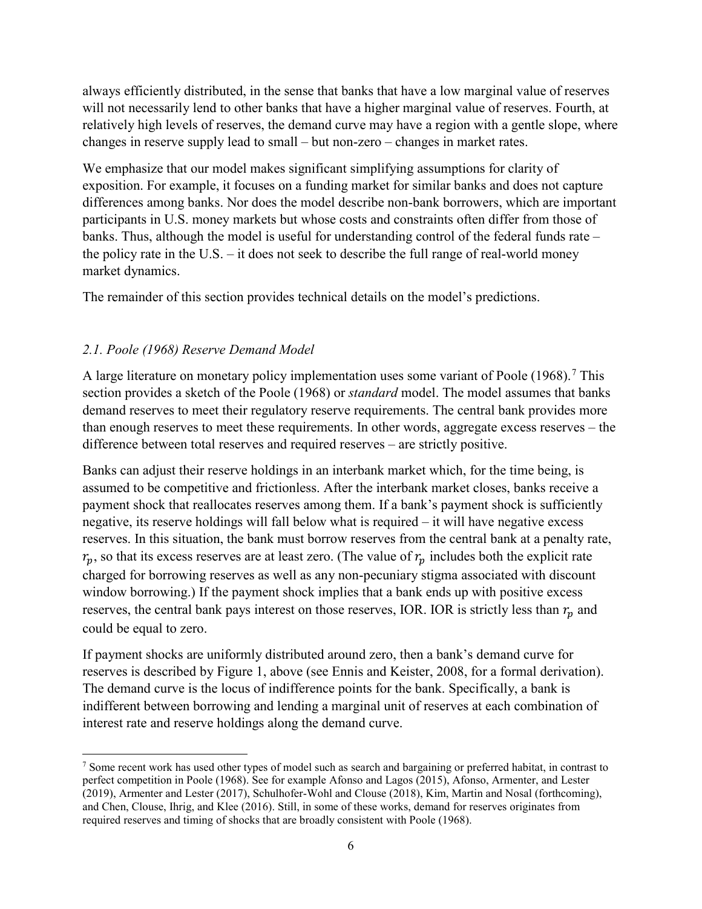always efficiently distributed, in the sense that banks that have a low marginal value of reserves will not necessarily lend to other banks that have a higher marginal value of reserves. Fourth, at relatively high levels of reserves, the demand curve may have a region with a gentle slope, where changes in reserve supply lead to small – but non-zero – changes in market rates.

We emphasize that our model makes significant simplifying assumptions for clarity of exposition. For example, it focuses on a funding market for similar banks and does not capture differences among banks. Nor does the model describe non-bank borrowers, which are important participants in U.S. money markets but whose costs and constraints often differ from those of banks. Thus, although the model is useful for understanding control of the federal funds rate – the policy rate in the U.S. – it does not seek to describe the full range of real-world money market dynamics.

The remainder of this section provides technical details on the model's predictions.

### *2.1. Poole (1968) Reserve Demand Model*

A large literature on monetary policy implementation uses some variant of Poole (1968).[7] This section provides a sketch of the Poole (1968) or *standard* model. The model assumes that banks demand reserves to meet their regulatory reserve requirements. The central bank provides more than enough reserves to meet these requirements. In other words, aggregate excess reserves – the difference between total reserves and required reserves – are strictly positive.

Banks can adjust their reserve holdings in an interbank market which, for the time being, is assumed to be competitive and frictionless. After the interbank market closes, banks receive a payment shock that reallocates reserves among them. If a bank's payment shock is sufficiently negative, its reserve holdings will fall below what is required – it will have negative excess reserves. In this situation, the bank must borrow reserves from the central bank at a penalty rate, $r_p$, so that its excess reserves are at least zero. (The value of $r_p$ includes both the explicit rate charged for borrowing reserves as well as any non-pecuniary stigma associated with discount window borrowing.) If the payment shock implies that a bank ends up with positive excess reserves, the central bank pays interest on those reserves, IOR. IOR is strictly less than $r_p$ and could be equal to zero.

If payment shocks are uniformly distributed around zero, then a bank's demand curve for reserves is described by Figure 1, above (see Ennis and Keister, 2008, for a formal derivation). The demand curve is the locus of indifference points for the bank. Specifically, a bank is indifferent between borrowing and lending a marginal unit of reserves at each combination of interest rate and reserve holdings along the demand curve.

[7] Some recent work has used other types of model such as search and bargaining or preferred habitat, in contrast to perfect competition in Poole (1968). See for example Afonso and Lagos (2015), Afonso, Armenter, and Lester (2019), Armenter and Lester (2017), Schulhofer-Wohl and Clouse (2018), Kim, Martin and Nosal (forthcoming), and Chen, Clouse, Ihrig, and Klee (2016). Still, in some of these works, demand for reserves originates from required reserves and timing of shocks that are broadly consistent with Poole (1968).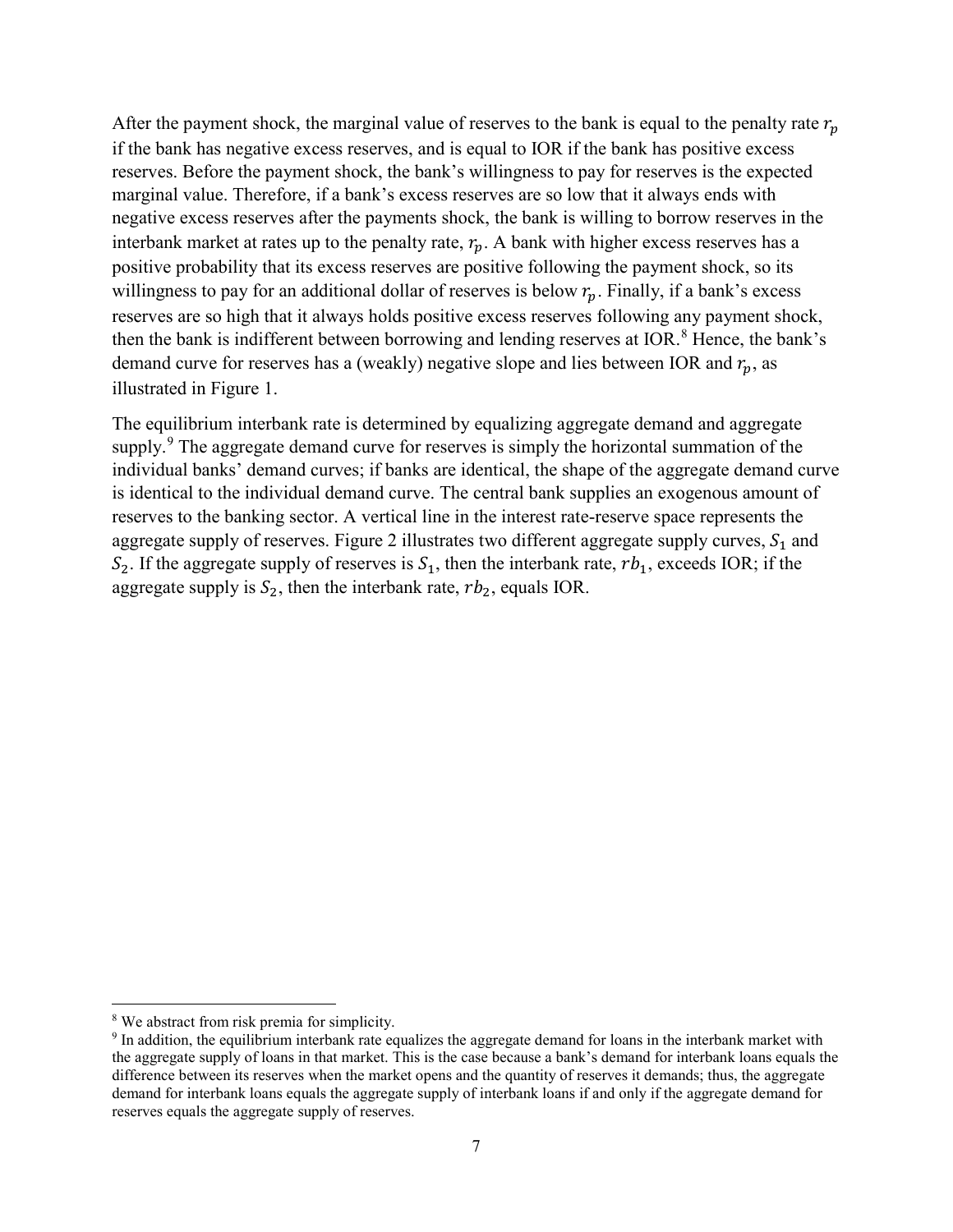After the payment shock, the marginal value of reserves to the bank is equal to the penalty rate $r_p$ if the bank has negative excess reserves, and is equal to IOR if the bank has positive excess reserves. Before the payment shock, the bank's willingness to pay for reserves is the expected marginal value. Therefore, if a bank's excess reserves are so low that it always ends with negative excess reserves after the payments shock, the bank is willing to borrow reserves in the interbank market at rates up to the penalty rate, $r_p$. A bank with higher excess reserves has a positive probability that its excess reserves are positive following the payment shock, so its willingness to pay for an additional dollar of reserves is below $r_p$. Finally, if a bank's excess reserves are so high that it always holds positive excess reserves following any payment shock, then the bank is indifferent between borrowing and lending reserves at IOR.[8] Hence, the bank's demand curve for reserves has a (weakly) negative slope and lies between IOR and $r_p$, as illustrated in Figure 1.

The equilibrium interbank rate is determined by equalizing aggregate demand and aggregate supply.[9] The aggregate demand curve for reserves is simply the horizontal summation of the individual banks' demand curves; if banks are identical, the shape of the aggregate demand curve is identical to the individual demand curve. The central bank supplies an exogenous amount of reserves to the banking sector. A vertical line in the interest rate-reserve space represents the aggregate supply of reserves. Figure 2 illustrates two different aggregate supply curves, $S_1$ and $S_2$. If the aggregate supply of reserves is $S_1$, then the interbank rate, $rb_1$, exceeds IOR; if the aggregate supply is $S_2$, then the interbank rate, $rb_2$, equals IOR.

[8] We abstract from risk premia for simplicity.

[9] In addition, the equilibrium interbank rate equalizes the aggregate demand for loans in the interbank market with the aggregate supply of loans in that market. This is the case because a bank's demand for interbank loans equals the difference between its reserves when the market opens and the quantity of reserves it demands; thus, the aggregate demand for interbank loans equals the aggregate supply of interbank loans if and only if the aggregate demand for reserves equals the aggregate supply of reserves.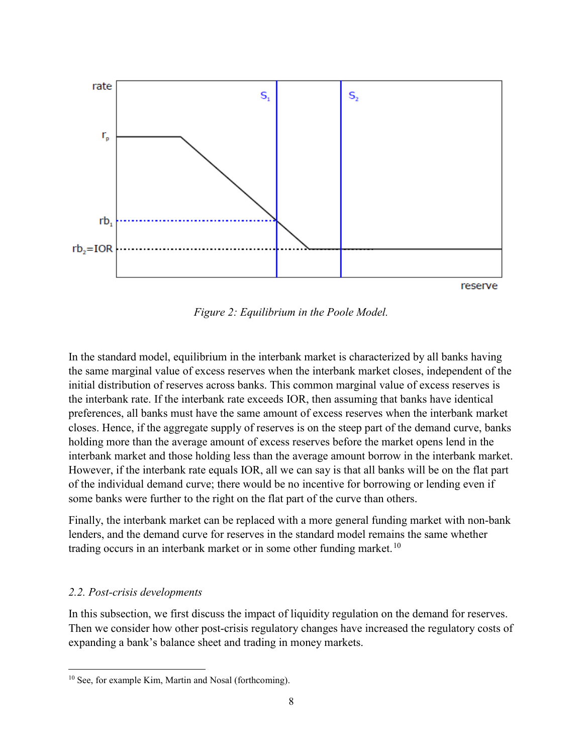*Figure 2: Equilibrium in the Poole Model.*

In the standard model, equilibrium in the interbank market is characterized by all banks having the same marginal value of excess reserves when the interbank market closes, independent of the initial distribution of reserves across banks. This common marginal value of excess reserves is the interbank rate. If the interbank rate exceeds IOR, then assuming that banks have identical preferences, all banks must have the same amount of excess reserves when the interbank market closes. Hence, if the aggregate supply of reserves is on the steep part of the demand curve, banks holding more than the average amount of excess reserves before the market opens lend in the interbank market and those holding less than the average amount borrow in the interbank market. However, if the interbank rate equals IOR, all we can say is that all banks will be on the flat part of the individual demand curve; there would be no incentive for borrowing or lending even if some banks were further to the right on the flat part of the curve than others.

Finally, the interbank market can be replaced with a more general funding market with non-bank lenders, and the demand curve for reserves in the standard model remains the same whether trading occurs in an interbank market or in some other funding market.[10]

### *2.2. Post-crisis developments*

In this subsection, we first discuss the impact of liquidity regulation on the demand for reserves. Then we consider how other post-crisis regulatory changes have increased the regulatory costs of expanding a bank's balance sheet and trading in money markets.

[10] See, for example Kim, Martin and Nosal (forthcoming).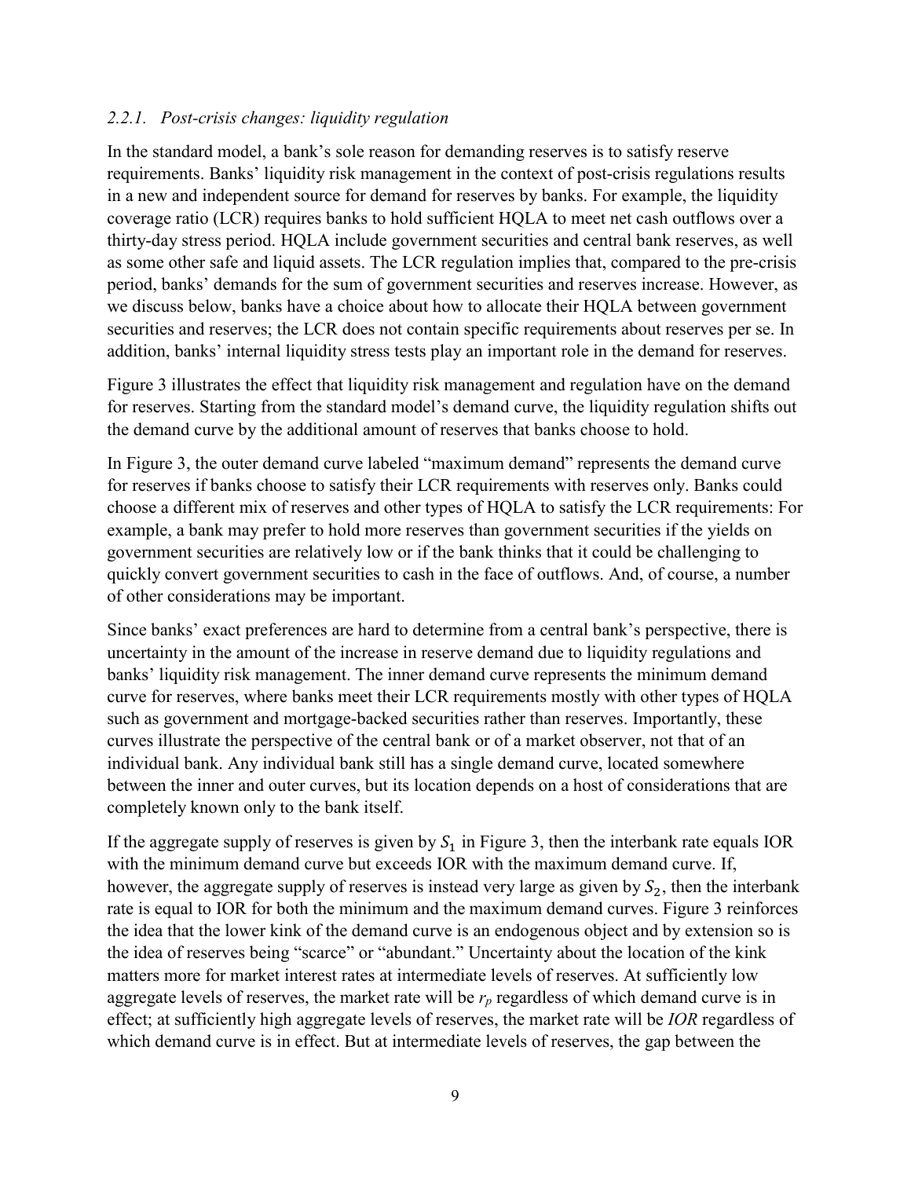### *2.2.1. Post-crisis changes: liquidity regulation*

In the standard model, a bank's sole reason for demanding reserves is to satisfy reserve requirements. Banks' liquidity risk management in the context of post-crisis regulations results in a new and independent source for demand for reserves by banks. For example, the liquidity coverage ratio (LCR) requires banks to hold sufficient HQLA to meet net cash outflows over a thirty-day stress period. HQLA include government securities and central bank reserves, as well as some other safe and liquid assets. The LCR regulation implies that, compared to the pre-crisis period, banks' demands for the sum of government securities and reserves increase. However, as we discuss below, banks have a choice about how to allocate their HQLA between government securities and reserves; the LCR does not contain specific requirements about reserves per se. In addition, banks' internal liquidity stress tests play an important role in the demand for reserves.

Figure 3 illustrates the effect that liquidity risk management and regulation have on the demand for reserves. Starting from the standard model's demand curve, the liquidity regulation shifts out the demand curve by the additional amount of reserves that banks choose to hold.

In Figure 3, the outer demand curve labeled "maximum demand" represents the demand curve for reserves if banks choose to satisfy their LCR requirements with reserves only. Banks could choose a different mix of reserves and other types of HQLA to satisfy the LCR requirements: For example, a bank may prefer to hold more reserves than government securities if the yields on government securities are relatively low or if the bank thinks that it could be challenging to quickly convert government securities to cash in the face of outflows. And, of course, a number of other considerations may be important.

Since banks' exact preferences are hard to determine from a central bank's perspective, there is uncertainty in the amount of the increase in reserve demand due to liquidity regulations and banks' liquidity risk management. The inner demand curve represents the minimum demand curve for reserves, where banks meet their LCR requirements mostly with other types of HQLA such as government and mortgage-backed securities rather than reserves. Importantly, these curves illustrate the perspective of the central bank or of a market observer, not that of an individual bank. Any individual bank still has a single demand curve, located somewhere between the inner and outer curves, but its location depends on a host of considerations that are completely known only to the bank itself.

If the aggregate supply of reserves is given by $S_1$ in Figure 3, then the interbank rate equals IOR with the minimum demand curve but exceeds IOR with the maximum demand curve. If, however, the aggregate supply of reserves is instead very large as given by $S_2$, then the interbank rate is equal to IOR for both the minimum and the maximum demand curves. Figure 3 reinforces the idea that the lower kink of the demand curve is an endogenous object and by extension so is the idea of reserves being "scarce" or "abundant." Uncertainty about the location of the kink matters more for market interest rates at intermediate levels of reserves. At sufficiently low aggregate levels of reserves, the market rate will be $r_p$ regardless of which demand curve is in effect; at sufficiently high aggregate levels of reserves, the market rate will be *IOR* regardless of which demand curve is in effect. But at intermediate levels of reserves, the gap between the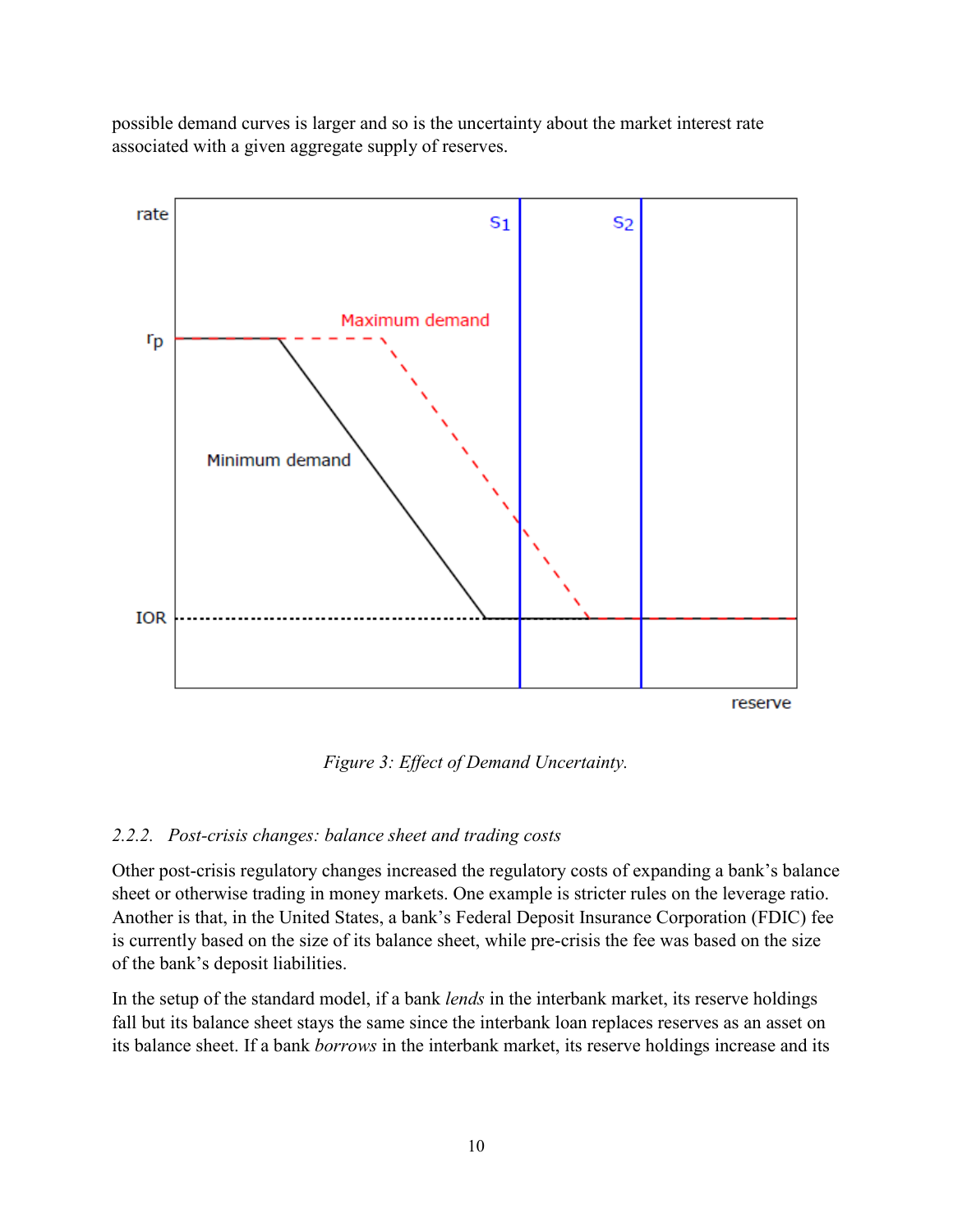possible demand curves is larger and so is the uncertainty about the market interest rate associated with a given aggregate supply of reserves.

Figure 3: *Effect of Demand Uncertainty.*

#### 2.2.2. *Post-crisis changes: balance sheet and trading costs*

Other post-crisis regulatory changes increased the regulatory costs of expanding a bank's balance sheet or otherwise trading in money markets. One example is stricter rules on the leverage ratio. Another is that, in the United States, a bank's Federal Deposit Insurance Corporation (FDIC) fee is currently based on the size of its balance sheet, while pre-crisis the fee was based on the size of the bank's deposit liabilities.

In the setup of the standard model, if a bank *lends* in the interbank market, its reserve holdings fall but its balance sheet stays the same since the interbank loan replaces reserves as an asset on its balance sheet. If a bank *borrows* in the interbank market, its reserve holdings increase and its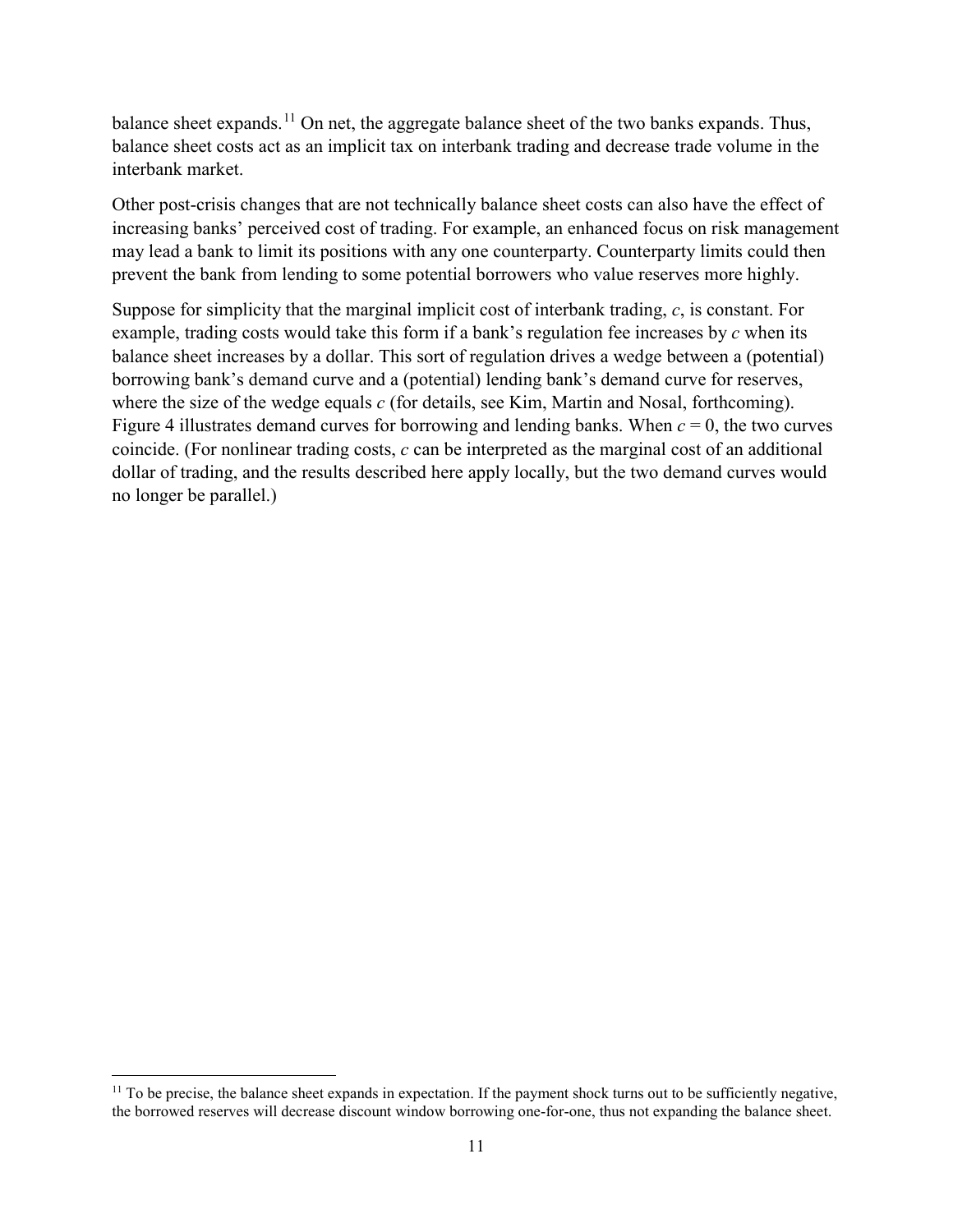balance sheet expands.[11] On net, the aggregate balance sheet of the two banks expands. Thus, balance sheet costs act as an implicit tax on interbank trading and decrease trade volume in the interbank market.

Other post-crisis changes that are not technically balance sheet costs can also have the effect of increasing banks' perceived cost of trading. For example, an enhanced focus on risk management may lead a bank to limit its positions with any one counterparty. Counterparty limits could then prevent the bank from lending to some potential borrowers who value reserves more highly.

Suppose for simplicity that the marginal implicit cost of interbank trading, $c$, is constant. For example, trading costs would take this form if a bank's regulation fee increases by $c$ when its balance sheet increases by a dollar. This sort of regulation drives a wedge between a (potential) borrowing bank's demand curve and a (potential) lending bank's demand curve for reserves, where the size of the wedge equals $c$ (for details, see Kim, Martin and Nosal, forthcoming). Figure 4 illustrates demand curves for borrowing and lending banks. When $c = 0$, the two curves coincide. (For nonlinear trading costs, $c$ can be interpreted as the marginal cost of an additional dollar of trading, and the results described here apply locally, but the two demand curves would no longer be parallel.)

[11] To be precise, the balance sheet expands in expectation. If the payment shock turns out to be sufficiently negative, the borrowed reserves will decrease discount window borrowing one-for-one, thus not expanding the balance sheet.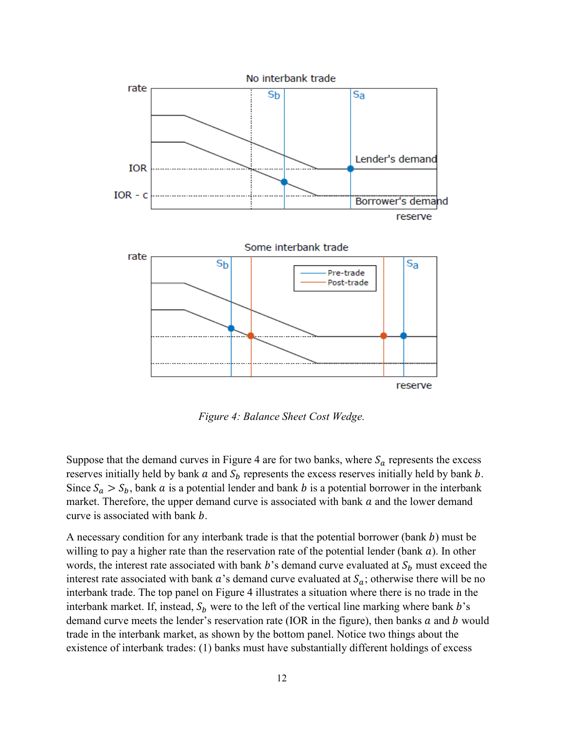*Figure 4: Balance Sheet Cost Wedge.*

Suppose that the demand curves in Figure 4 are for two banks, where $S_a$ represents the excess reserves initially held by bank $a$ and $S_b$ represents the excess reserves initially held by bank $b$. Since $S_a > S_b$, bank $a$ is a potential lender and bank $b$ is a potential borrower in the interbank market. Therefore, the upper demand curve is associated with bank $a$ and the lower demand curve is associated with bank $b$.

A necessary condition for any interbank trade is that the potential borrower (bank $b$) must be willing to pay a higher rate than the reservation rate of the potential lender (bank $a$). In other words, the interest rate associated with bank $b$'s demand curve evaluated at $S_b$ must exceed the interest rate associated with bank $a$'s demand curve evaluated at $S_a$; otherwise there will be no interbank trade. The top panel on Figure 4 illustrates a situation where there is no trade in the interbank market. If, instead, $S_b$ were to the left of the vertical line marking where bank $b$'s demand curve meets the lender's reservation rate (IOR in the figure), then banks $a$ and $b$ would trade in the interbank market, as shown by the bottom panel. Notice two things about the existence of interbank trades: (1) banks must have substantially different holdings of excess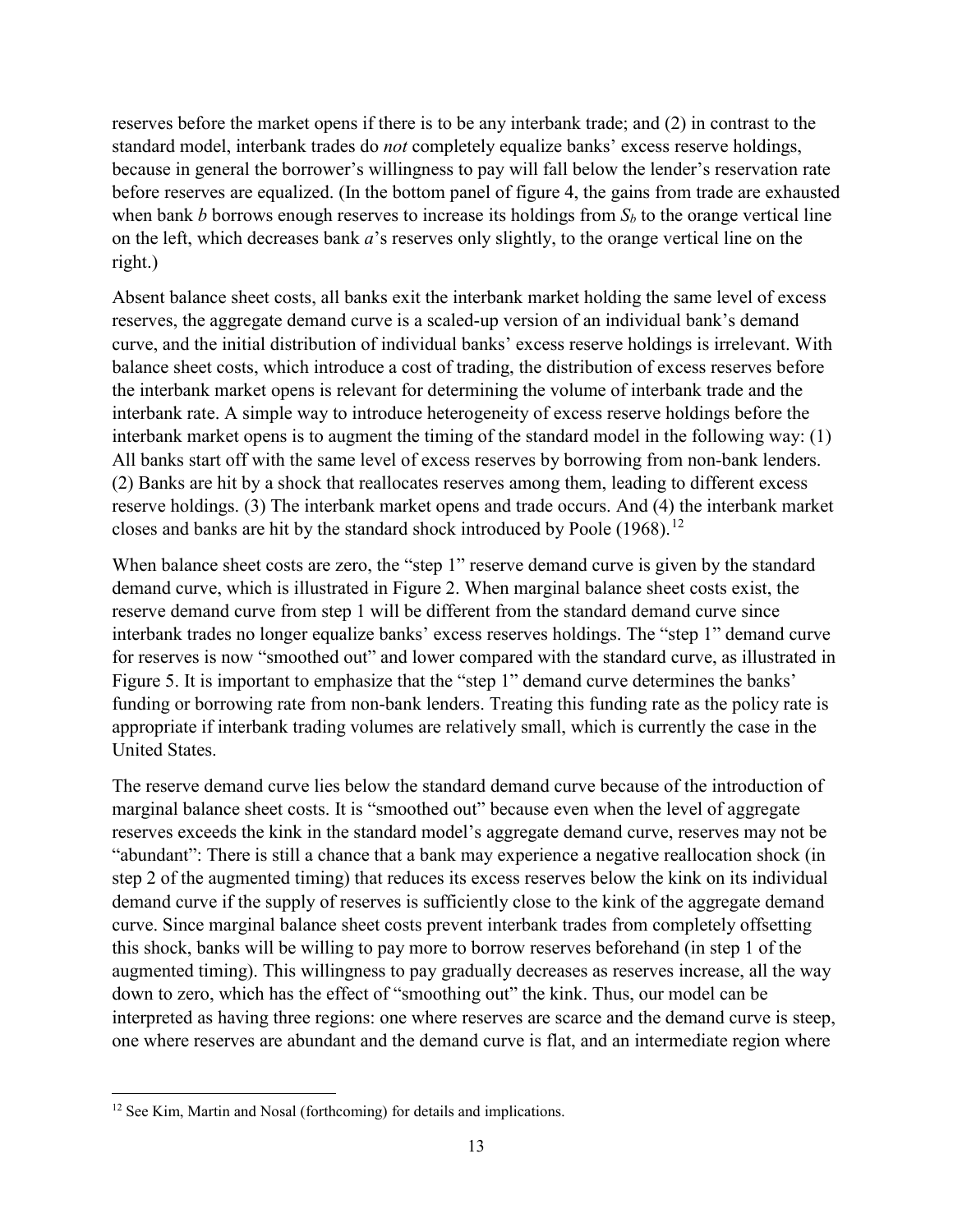reserves before the market opens if there is to be any interbank trade; and (2) in contrast to the standard model, interbank trades do *not* completely equalize banks' excess reserve holdings, because in general the borrower's willingness to pay will fall below the lender's reservation rate before reserves are equalized. (In the bottom panel of figure 4, the gains from trade are exhausted when bank *b* borrows enough reserves to increase its holdings from $S_b$ to the orange vertical line on the left, which decreases bank *a*'s reserves only slightly, to the orange vertical line on the right.)

Absent balance sheet costs, all banks exit the interbank market holding the same level of excess reserves, the aggregate demand curve is a scaled-up version of an individual bank's demand curve, and the initial distribution of individual banks' excess reserve holdings is irrelevant. With balance sheet costs, which introduce a cost of trading, the distribution of excess reserves before the interbank market opens is relevant for determining the volume of interbank trade and the interbank rate. A simple way to introduce heterogeneity of excess reserve holdings before the interbank market opens is to augment the timing of the standard model in the following way: (1) All banks start off with the same level of excess reserves by borrowing from non-bank lenders. (2) Banks are hit by a shock that reallocates reserves among them, leading to different excess reserve holdings. (3) The interbank market opens and trade occurs. And (4) the interbank market closes and banks are hit by the standard shock introduced by Poole (1968).[12]

When balance sheet costs are zero, the "step 1" reserve demand curve is given by the standard demand curve, which is illustrated in Figure 2. When marginal balance sheet costs exist, the reserve demand curve from step 1 will be different from the standard demand curve since interbank trades no longer equalize banks' excess reserves holdings. The "step 1" demand curve for reserves is now "smoothed out" and lower compared with the standard curve, as illustrated in Figure 5. It is important to emphasize that the "step 1" demand curve determines the banks' funding or borrowing rate from non-bank lenders. Treating this funding rate as the policy rate is appropriate if interbank trading volumes are relatively small, which is currently the case in the United States.

The reserve demand curve lies below the standard demand curve because of the introduction of marginal balance sheet costs. It is "smoothed out" because even when the level of aggregate reserves exceeds the kink in the standard model's aggregate demand curve, reserves may not be "abundant": There is still a chance that a bank may experience a negative reallocation shock (in step 2 of the augmented timing) that reduces its excess reserves below the kink on its individual demand curve if the supply of reserves is sufficiently close to the kink of the aggregate demand curve. Since marginal balance sheet costs prevent interbank trades from completely offsetting this shock, banks will be willing to pay more to borrow reserves beforehand (in step 1 of the augmented timing). This willingness to pay gradually decreases as reserves increase, all the way down to zero, which has the effect of "smoothing out" the kink. Thus, our model can be interpreted as having three regions: one where reserves are scarce and the demand curve is steep, one where reserves are abundant and the demand curve is flat, and an intermediate region where

[12] See Kim, Martin and Nosal (forthcoming) for details and implications.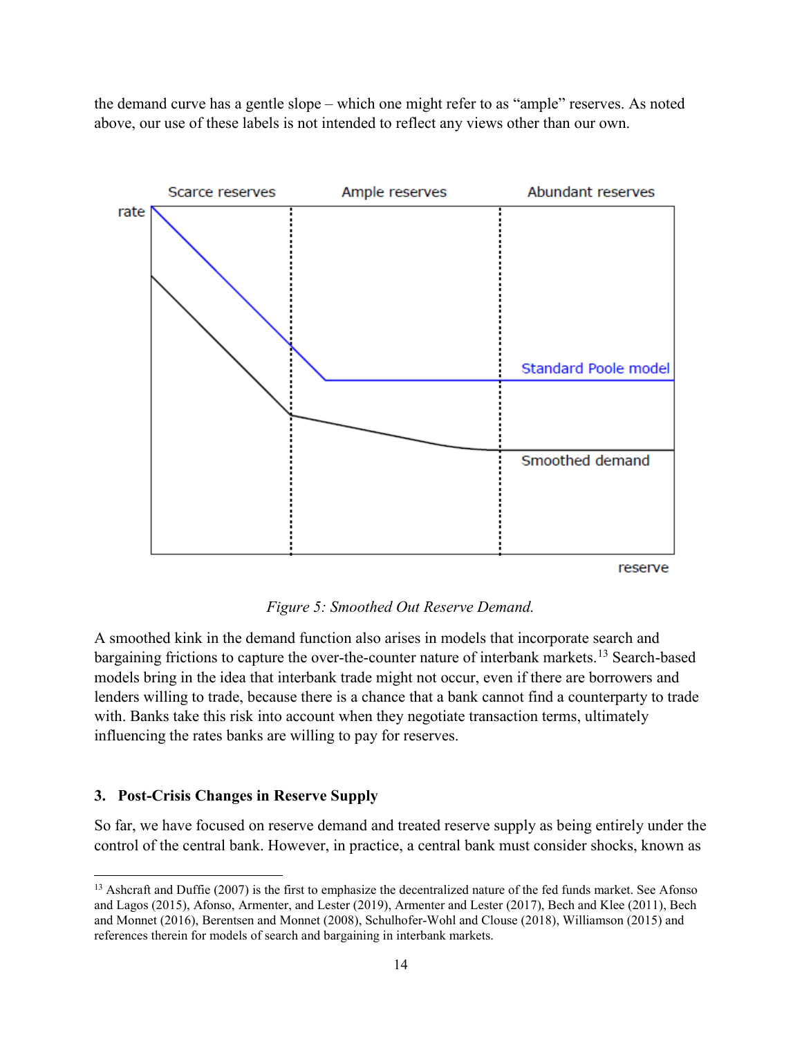the demand curve has a gentle slope – which one might refer to as "ample" reserves. As noted above, our use of these labels is not intended to reflect any views other than our own.

*Figure 5: Smoothed Out Reserve Demand.*

A smoothed kink in the demand function also arises in models that incorporate search and bargaining frictions to capture the over-the-counter nature of interbank markets.[13] Search-based models bring in the idea that interbank trade might not occur, even if there are borrowers and lenders willing to trade, because there is a chance that a bank cannot find a counterparty to trade with. Banks take this risk into account when they negotiate transaction terms, ultimately influencing the rates banks are willing to pay for reserves.

## 3. Post-Crisis Changes in Reserve Supply

So far, we have focused on reserve demand and treated reserve supply as being entirely under the control of the central bank. However, in practice, a central bank must consider shocks, known as

---

[13] Ashcraft and Duffie (2007) is the first to emphasize the decentralized nature of the fed funds market. See Afonso and Lagos (2015), Afonso, Armenter, and Lester (2019), Armenter and Lester (2017), Bech and Klee (2011), Bech and Monnet (2016), Berentsen and Monnet (2008), Schulhofer-Wohl and Clouse (2018), Williamson (2015) and references therein for models of search and bargaining in interbank markets.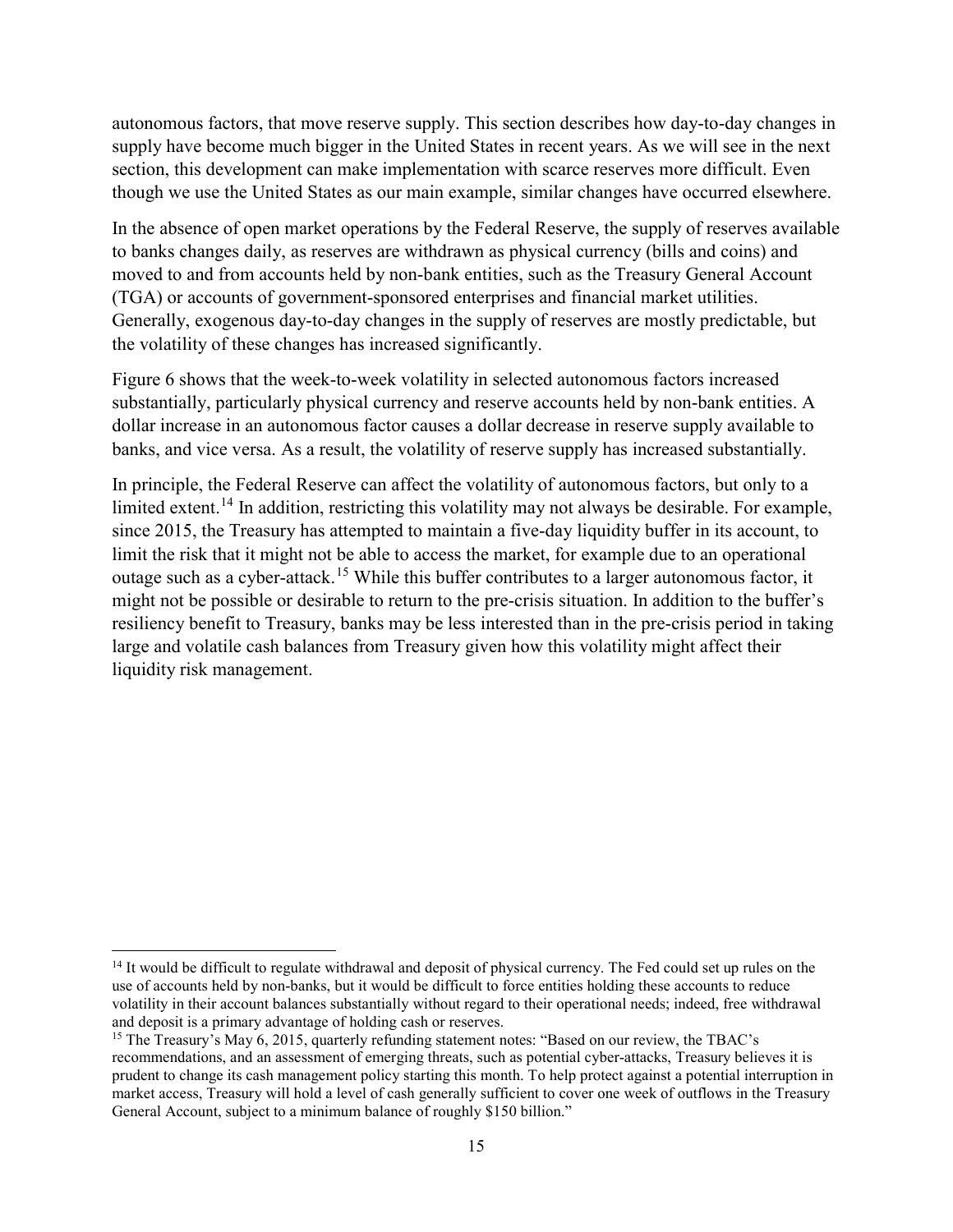autonomous factors, that move reserve supply. This section describes how day-to-day changes in supply have become much bigger in the United States in recent years. As we will see in the next section, this development can make implementation with scarce reserves more difficult. Even though we use the United States as our main example, similar changes have occurred elsewhere.

In the absence of open market operations by the Federal Reserve, the supply of reserves available to banks changes daily, as reserves are withdrawn as physical currency (bills and coins) and moved to and from accounts held by non-bank entities, such as the Treasury General Account (TGA) or accounts of government-sponsored enterprises and financial market utilities. Generally, exogenous day-to-day changes in the supply of reserves are mostly predictable, but the volatility of these changes has increased significantly.

Figure 6 shows that the week-to-week volatility in selected autonomous factors increased substantially, particularly physical currency and reserve accounts held by non-bank entities. A dollar increase in an autonomous factor causes a dollar decrease in reserve supply available to banks, and vice versa. As a result, the volatility of reserve supply has increased substantially.

In principle, the Federal Reserve can affect the volatility of autonomous factors, but only to a limited extent.[14] In addition, restricting this volatility may not always be desirable. For example, since 2015, the Treasury has attempted to maintain a five-day liquidity buffer in its account, to limit the risk that it might not be able to access the market, for example due to an operational outage such as a cyber-attack.[15] While this buffer contributes to a larger autonomous factor, it might not be possible or desirable to return to the pre-crisis situation. In addition to the buffer's resiliency benefit to Treasury, banks may be less interested than in the pre-crisis period in taking large and volatile cash balances from Treasury given how this volatility might affect their liquidity risk management.

[14] It would be difficult to regulate withdrawal and deposit of physical currency. The Fed could set up rules on the use of accounts held by non-banks, but it would be difficult to force entities holding these accounts to reduce volatility in their account balances substantially without regard to their operational needs; indeed, free withdrawal and deposit is a primary advantage of holding cash or reserves.

[15] The Treasury's May 6, 2015, quarterly refunding statement notes: "Based on our review, the TBAC's recommendations, and an assessment of emerging threats, such as potential cyber-attacks, Treasury believes it is prudent to change its cash management policy starting this month. To help protect against a potential interruption in market access, Treasury will hold a level of cash generally sufficient to cover one week of outflows in the Treasury General Account, subject to a minimum balance of roughly \$150 billion."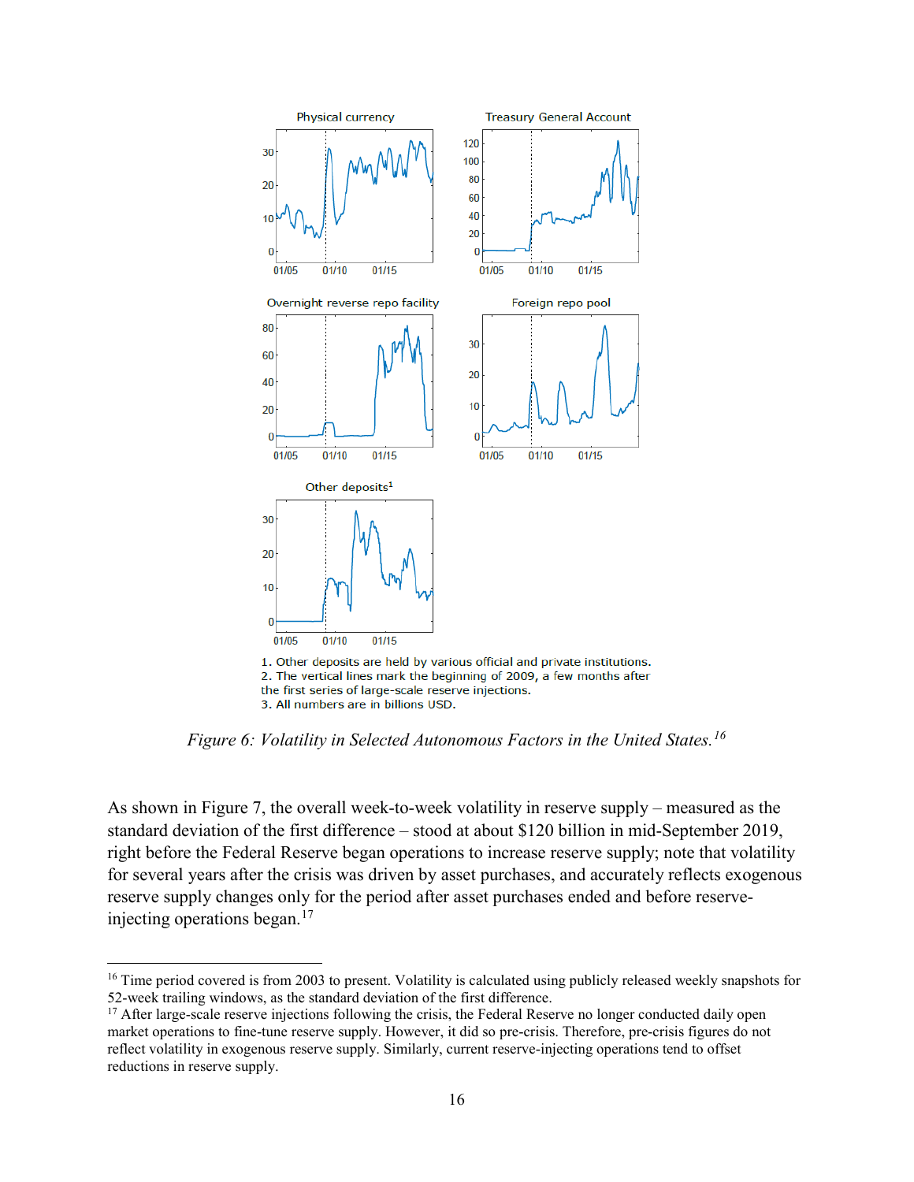1. Other deposits are held by various official and private institutions.
2. The vertical lines mark the beginning of 2009, a few months after the first series of large-scale reserve injections.
3. All numbers are in billions USD.

*Figure 6: Volatility in Selected Autonomous Factors in the United States.*[16]

As shown in Figure 7, the overall week-to-week volatility in reserve supply – measured as the standard deviation of the first difference – stood at about \$120 billion in mid-September 2019, right before the Federal Reserve began operations to increase reserve supply; note that volatility for several years after the crisis was driven by asset purchases, and accurately reflects exogenous reserve supply changes only for the period after asset purchases ended and before reserve-injecting operations began.[17]

---

[16] Time period covered is from 2003 to present. Volatility is calculated using publicly released weekly snapshots for 52-week trailing windows, as the standard deviation of the first difference.

[17] After large-scale reserve injections following the crisis, the Federal Reserve no longer conducted daily open market operations to fine-tune reserve supply. However, it did so pre-crisis. Therefore, pre-crisis figures do not reflect volatility in exogenous reserve supply. Similarly, current reserve-injecting operations tend to offset reductions in reserve supply.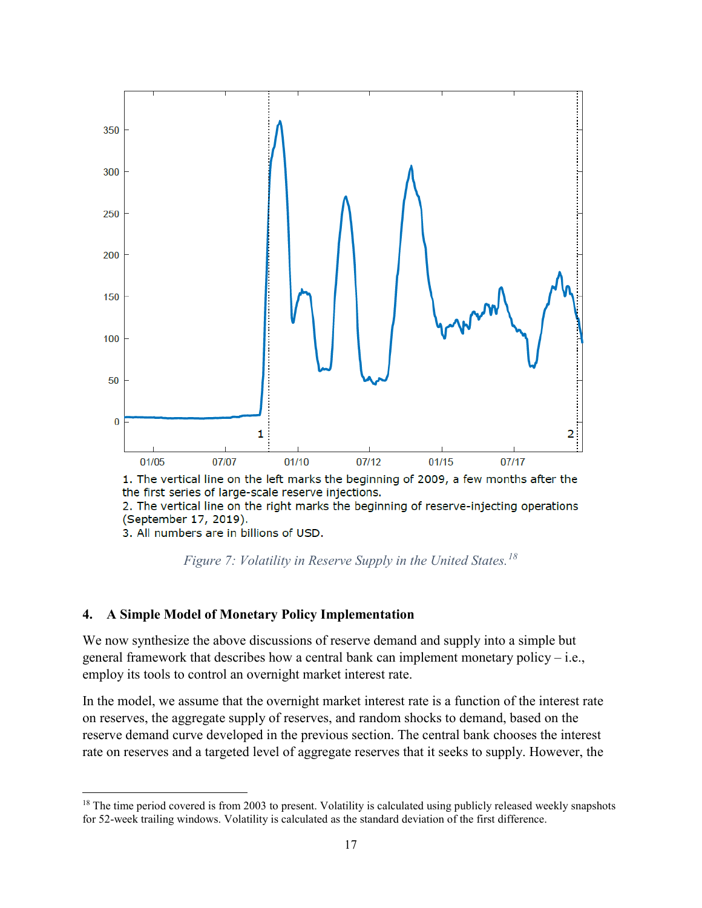1. The vertical line on the left marks the beginning of 2009, a few months after the the first series of large-scale reserve injections.
2. The vertical line on the right marks the beginning of reserve-injecting operations (September 17, 2019).
3. All numbers are in billions of USD.

*Figure 7: Volatility in Reserve Supply in the United States.*[18]

## 4. A Simple Model of Monetary Policy Implementation

We now synthesize the above discussions of reserve demand and supply into a simple but general framework that describes how a central bank can implement monetary policy – i.e., employ its tools to control an overnight market interest rate.

In the model, we assume that the overnight market interest rate is a function of the interest rate on reserves, the aggregate supply of reserves, and random shocks to demand, based on the reserve demand curve developed in the previous section. The central bank chooses the interest rate on reserves and a targeted level of aggregate reserves that it seeks to supply. However, the

[18] The time period covered is from 2003 to present. Volatility is calculated using publicly released weekly snapshots for 52-week trailing windows. Volatility is calculated as the standard deviation of the first difference.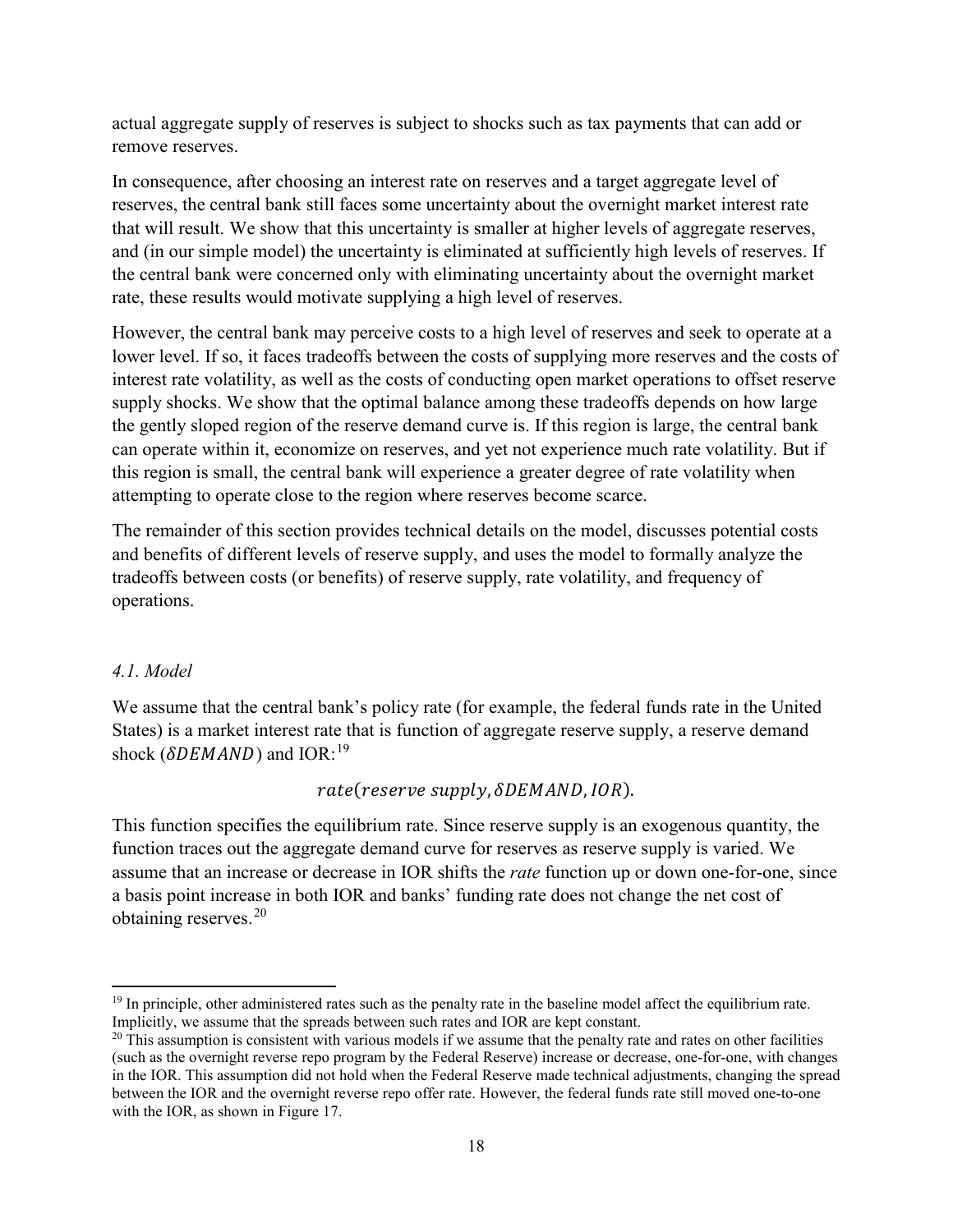actual aggregate supply of reserves is subject to shocks such as tax payments that can add or remove reserves.

In consequence, after choosing an interest rate on reserves and a target aggregate level of reserves, the central bank still faces some uncertainty about the overnight market interest rate that will result. We show that this uncertainty is smaller at higher levels of aggregate reserves, and (in our simple model) the uncertainty is eliminated at sufficiently high levels of reserves. If the central bank were concerned only with eliminating uncertainty about the overnight market rate, these results would motivate supplying a high level of reserves.

However, the central bank may perceive costs to a high level of reserves and seek to operate at a lower level. If so, it faces tradeoffs between the costs of supplying more reserves and the costs of interest rate volatility, as well as the costs of conducting open market operations to offset reserve supply shocks. We show that the optimal balance among these tradeoffs depends on how large the gently sloped region of the reserve demand curve is. If this region is large, the central bank can operate within it, economize on reserves, and yet not experience much rate volatility. But if this region is small, the central bank will experience a greater degree of rate volatility when attempting to operate close to the region where reserves become scarce.

The remainder of this section provides technical details on the model, discusses potential costs and benefits of different levels of reserve supply, and uses the model to formally analyze the tradeoffs between costs (or benefits) of reserve supply, rate volatility, and frequency of operations.

### *4.1. Model*

We assume that the central bank's policy rate (for example, the federal funds rate in the United States) is a market interest rate that is function of aggregate reserve supply, a reserve demand shock ($\delta DEMAND$) and IOR:[19]

$$rate(reserve\ supply, \delta DEMAND, IOR).$$

This function specifies the equilibrium rate. Since reserve supply is an exogenous quantity, the function traces out the aggregate demand curve for reserves as reserve supply is varied. We assume that an increase or decrease in IOR shifts the *rate* function up or down one-for-one, since a basis point increase in both IOR and banks' funding rate does not change the net cost of obtaining reserves.[20]

[19] In principle, other administered rates such as the penalty rate in the baseline model affect the equilibrium rate. Implicitly, we assume that the spreads between such rates and IOR are kept constant.

[20] This assumption is consistent with various models if we assume that the penalty rate and rates on other facilities (such as the overnight reverse repo program by the Federal Reserve) increase or decrease, one-for-one, with changes in the IOR. This assumption did not hold when the Federal Reserve made technical adjustments, changing the spread between the IOR and the overnight reverse repo offer rate. However, the federal funds rate still moved one-to-one with the IOR, as shown in Figure 17.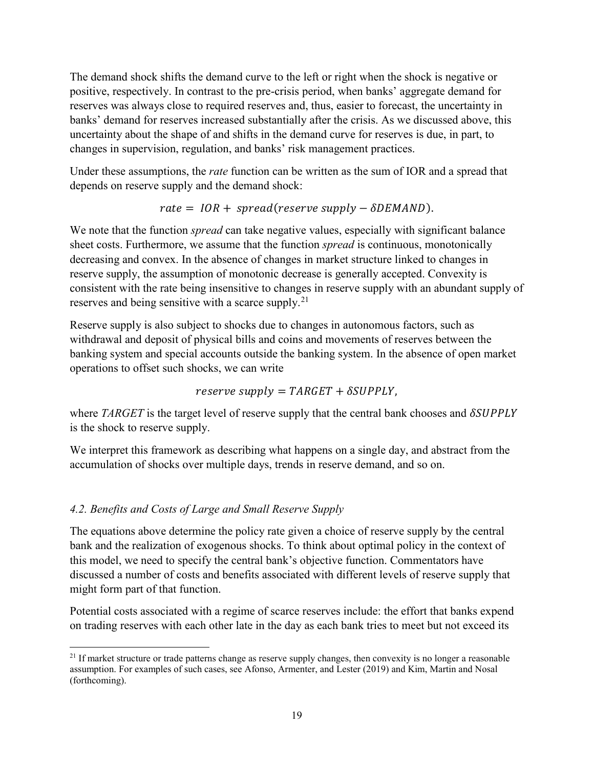The demand shock shifts the demand curve to the left or right when the shock is negative or positive, respectively. In contrast to the pre-crisis period, when banks' aggregate demand for reserves was always close to required reserves and, thus, easier to forecast, the uncertainty in banks' demand for reserves increased substantially after the crisis. As we discussed above, this uncertainty about the shape of and shifts in the demand curve for reserves is due, in part, to changes in supervision, regulation, and banks' risk management practices.

Under these assumptions, the *rate* function can be written as the sum of IOR and a spread that depends on reserve supply and the demand shock:

$$rate = IOR + spread(reserve\ supply - \delta DEMAND).$$

We note that the function *spread* can take negative values, especially with significant balance sheet costs. Furthermore, we assume that the function *spread* is continuous, monotonically decreasing and convex. In the absence of changes in market structure linked to changes in reserve supply, the assumption of monotonic decrease is generally accepted. Convexity is consistent with the rate being insensitive to changes in reserve supply with an abundant supply of reserves and being sensitive with a scarce supply.[21]

Reserve supply is also subject to shocks due to changes in autonomous factors, such as withdrawal and deposit of physical bills and coins and movements of reserves between the banking system and special accounts outside the banking system. In the absence of open market operations to offset such shocks, we can write

$$reserve\ supply = TARGET + \delta SUPPLY,$$

where *TARGET* is the target level of reserve supply that the central bank chooses and $\delta SUPPLY$ is the shock to reserve supply.

We interpret this framework as describing what happens on a single day, and abstract from the accumulation of shocks over multiple days, trends in reserve demand, and so on.

### *4.2. Benefits and Costs of Large and Small Reserve Supply*

The equations above determine the policy rate given a choice of reserve supply by the central bank and the realization of exogenous shocks. To think about optimal policy in the context of this model, we need to specify the central bank's objective function. Commentators have discussed a number of costs and benefits associated with different levels of reserve supply that might form part of that function.

Potential costs associated with a regime of scarce reserves include: the effort that banks expend on trading reserves with each other late in the day as each bank tries to meet but not exceed its

[21] If market structure or trade patterns change as reserve supply changes, then convexity is no longer a reasonable assumption. For examples of such cases, see Afonso, Armenter, and Lester (2019) and Kim, Martin and Nosal (forthcoming).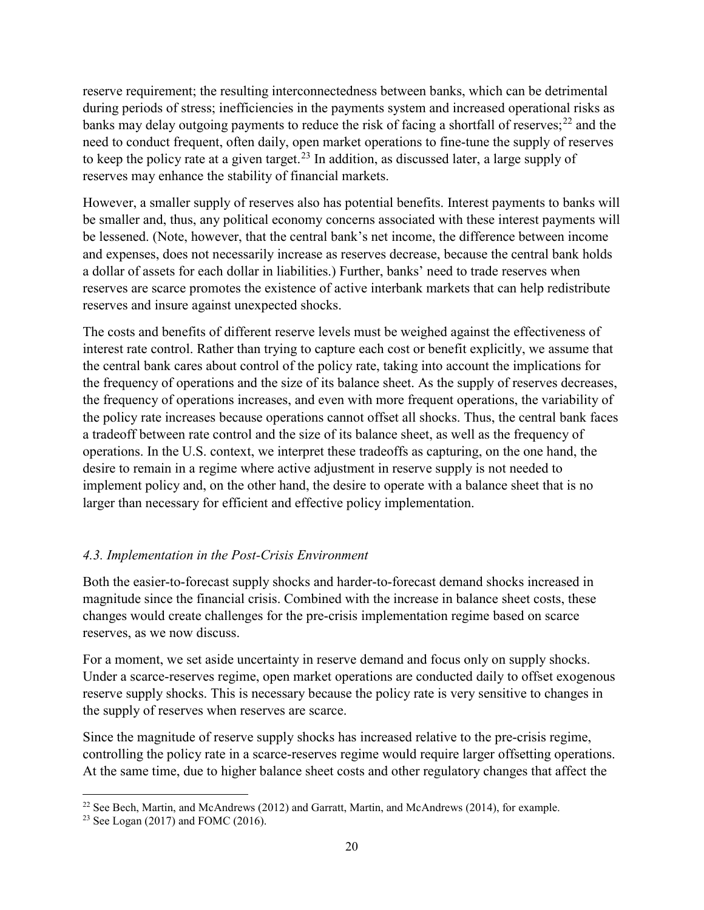reserve requirement; the resulting interconnectedness between banks, which can be detrimental during periods of stress; inefficiencies in the payments system and increased operational risks as banks may delay outgoing payments to reduce the risk of facing a shortfall of reserves;[22] and the need to conduct frequent, often daily, open market operations to fine-tune the supply of reserves to keep the policy rate at a given target.[23] In addition, as discussed later, a large supply of reserves may enhance the stability of financial markets.

However, a smaller supply of reserves also has potential benefits. Interest payments to banks will be smaller and, thus, any political economy concerns associated with these interest payments will be lessened. (Note, however, that the central bank's net income, the difference between income and expenses, does not necessarily increase as reserves decrease, because the central bank holds a dollar of assets for each dollar in liabilities.) Further, banks' need to trade reserves when reserves are scarce promotes the existence of active interbank markets that can help redistribute reserves and insure against unexpected shocks.

The costs and benefits of different reserve levels must be weighed against the effectiveness of interest rate control. Rather than trying to capture each cost or benefit explicitly, we assume that the central bank cares about control of the policy rate, taking into account the implications for the frequency of operations and the size of its balance sheet. As the supply of reserves decreases, the frequency of operations increases, and even with more frequent operations, the variability of the policy rate increases because operations cannot offset all shocks. Thus, the central bank faces a tradeoff between rate control and the size of its balance sheet, as well as the frequency of operations. In the U.S. context, we interpret these tradeoffs as capturing, on the one hand, the desire to remain in a regime where active adjustment in reserve supply is not needed to implement policy and, on the other hand, the desire to operate with a balance sheet that is no larger than necessary for efficient and effective policy implementation.

### *4.3. Implementation in the Post-Crisis Environment*

Both the easier-to-forecast supply shocks and harder-to-forecast demand shocks increased in magnitude since the financial crisis. Combined with the increase in balance sheet costs, these changes would create challenges for the pre-crisis implementation regime based on scarce reserves, as we now discuss.

For a moment, we set aside uncertainty in reserve demand and focus only on supply shocks. Under a scarce-reserves regime, open market operations are conducted daily to offset exogenous reserve supply shocks. This is necessary because the policy rate is very sensitive to changes in the supply of reserves when reserves are scarce.

Since the magnitude of reserve supply shocks has increased relative to the pre-crisis regime, controlling the policy rate in a scarce-reserves regime would require larger offsetting operations. At the same time, due to higher balance sheet costs and other regulatory changes that affect the

[22] See Bech, Martin, and McAndrews (2012) and Garratt, Martin, and McAndrews (2014), for example.

[23] See Logan (2017) and FOMC (2016).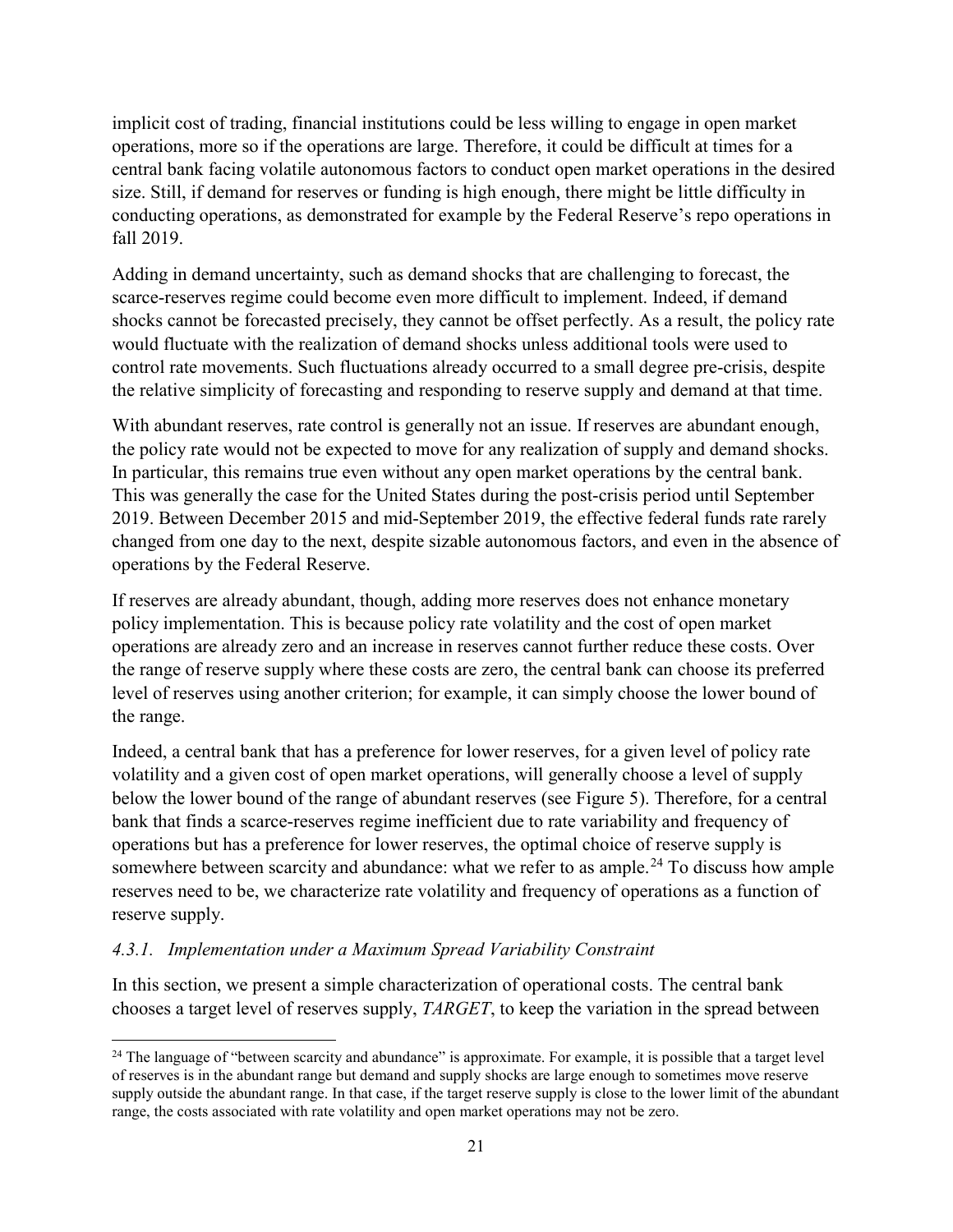implicit cost of trading, financial institutions could be less willing to engage in open market operations, more so if the operations are large. Therefore, it could be difficult at times for a central bank facing volatile autonomous factors to conduct open market operations in the desired size. Still, if demand for reserves or funding is high enough, there might be little difficulty in conducting operations, as demonstrated for example by the Federal Reserve's repo operations in fall 2019.

Adding in demand uncertainty, such as demand shocks that are challenging to forecast, the scarce-reserves regime could become even more difficult to implement. Indeed, if demand shocks cannot be forecasted precisely, they cannot be offset perfectly. As a result, the policy rate would fluctuate with the realization of demand shocks unless additional tools were used to control rate movements. Such fluctuations already occurred to a small degree pre-crisis, despite the relative simplicity of forecasting and responding to reserve supply and demand at that time.

With abundant reserves, rate control is generally not an issue. If reserves are abundant enough, the policy rate would not be expected to move for any realization of supply and demand shocks. In particular, this remains true even without any open market operations by the central bank. This was generally the case for the United States during the post-crisis period until September 2019. Between December 2015 and mid-September 2019, the effective federal funds rate rarely changed from one day to the next, despite sizable autonomous factors, and even in the absence of operations by the Federal Reserve.

If reserves are already abundant, though, adding more reserves does not enhance monetary policy implementation. This is because policy rate volatility and the cost of open market operations are already zero and an increase in reserves cannot further reduce these costs. Over the range of reserve supply where these costs are zero, the central bank can choose its preferred level of reserves using another criterion; for example, it can simply choose the lower bound of the range.

Indeed, a central bank that has a preference for lower reserves, for a given level of policy rate volatility and a given cost of open market operations, will generally choose a level of supply below the lower bound of the range of abundant reserves (see Figure 5). Therefore, for a central bank that finds a scarce-reserves regime inefficient due to rate variability and frequency of operations but has a preference for lower reserves, the optimal choice of reserve supply is somewhere between scarcity and abundance: what we refer to as ample.[24] To discuss how ample reserves need to be, we characterize rate volatility and frequency of operations as a function of reserve supply.

### *4.3.1. Implementation under a Maximum Spread Variability Constraint*

In this section, we present a simple characterization of operational costs. The central bank chooses a target level of reserves supply, *TARGET*, to keep the variation in the spread between

[24] The language of "between scarcity and abundance" is approximate. For example, it is possible that a target level of reserves is in the abundant range but demand and supply shocks are large enough to sometimes move reserve supply outside the abundant range. In that case, if the target reserve supply is close to the lower limit of the abundant range, the costs associated with rate volatility and open market operations may not be zero.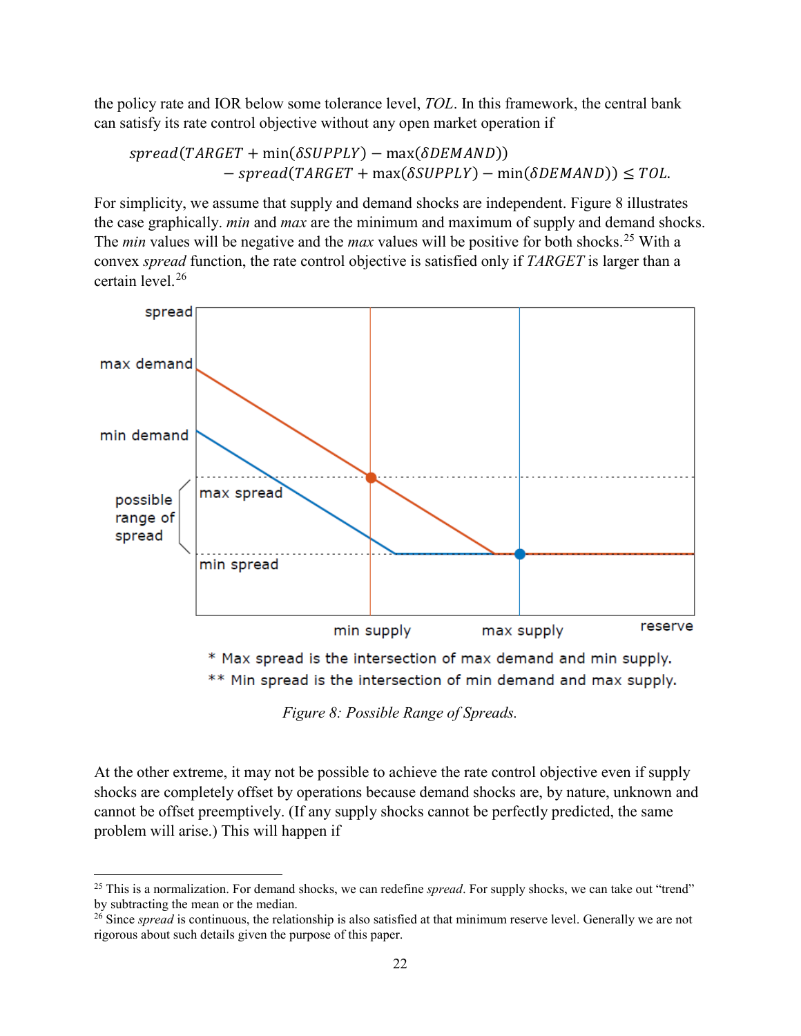the policy rate and IOR below some tolerance level, *TOL*. In this framework, the central bank can satisfy its rate control objective without any open market operation if

$$spread(TARGET + \min(\delta SUPPLY) - \max(\delta DEMAND)) \\ - spread(TARGET + \max(\delta SUPPLY) - \min(\delta DEMAND)) \leq TOL.$$

For simplicity, we assume that supply and demand shocks are independent. Figure 8 illustrates the case graphically. *min* and *max* are the minimum and maximum of supply and demand shocks. The *min* values will be negative and the *max* values will be positive for both shocks.[25] With a convex *spread* function, the rate control objective is satisfied only if *TARGET* is larger than a certain level.[26]

* Max spread is the intersection of max demand and min supply.
** Min spread is the intersection of min demand and max supply.

*Figure 8: Possible Range of Spreads.*

At the other extreme, it may not be possible to achieve the rate control objective even if supply shocks are completely offset by operations because demand shocks are, by nature, unknown and cannot be offset preemptively. (If any supply shocks cannot be perfectly predicted, the same problem will arise.) This will happen if

---

[25] This is a normalization. For demand shocks, we can redefine *spread*. For supply shocks, we can take out "trend" by subtracting the mean or the median.

[26] Since *spread* is continuous, the relationship is also satisfied at that minimum reserve level. Generally we are not rigorous about such details given the purpose of this paper.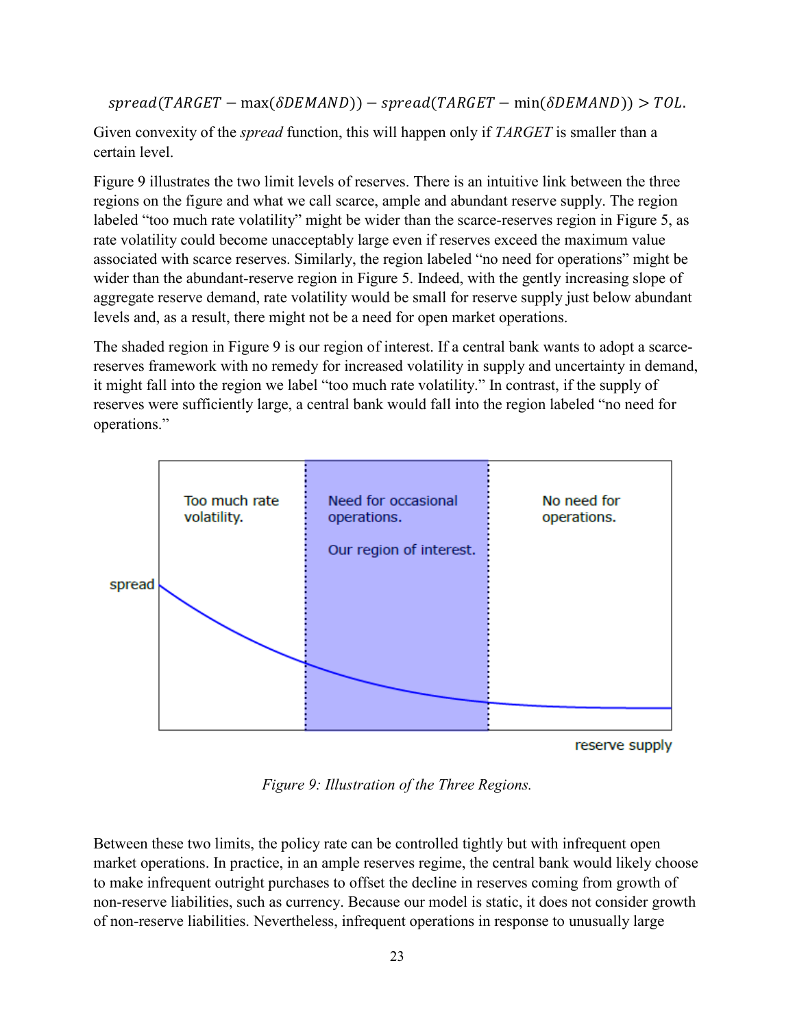$$spread(TARGET - \max(\delta DEMAND)) - spread(TARGET - \min(\delta DEMAND)) > TOL.$$

Given convexity of the *spread* function, this will happen only if *TARGET* is smaller than a certain level.

Figure 9 illustrates the two limit levels of reserves. There is an intuitive link between the three regions on the figure and what we call scarce, ample and abundant reserve supply. The region labeled "too much rate volatility" might be wider than the scarce-reserves region in Figure 5, as rate volatility could become unacceptably large even if reserves exceed the maximum value associated with scarce reserves. Similarly, the region labeled "no need for operations" might be wider than the abundant-reserve region in Figure 5. Indeed, with the gently increasing slope of aggregate reserve demand, rate volatility would be small for reserve supply just below abundant levels and, as a result, there might not be a need for open market operations.

The shaded region in Figure 9 is our region of interest. If a central bank wants to adopt a scarce-reserves framework with no remedy for increased volatility in supply and uncertainty in demand, it might fall into the region we label "too much rate volatility." In contrast, if the supply of reserves were sufficiently large, a central bank would fall into the region labeled "no need for operations."

*Figure 9: Illustration of the Three Regions.*

Between these two limits, the policy rate can be controlled tightly but with infrequent open market operations. In practice, in an ample reserves regime, the central bank would likely choose to make infrequent outright purchases to offset the decline in reserves coming from growth of non-reserve liabilities, such as currency. Because our model is static, it does not consider growth of non-reserve liabilities. Nevertheless, infrequent operations in response to unusually large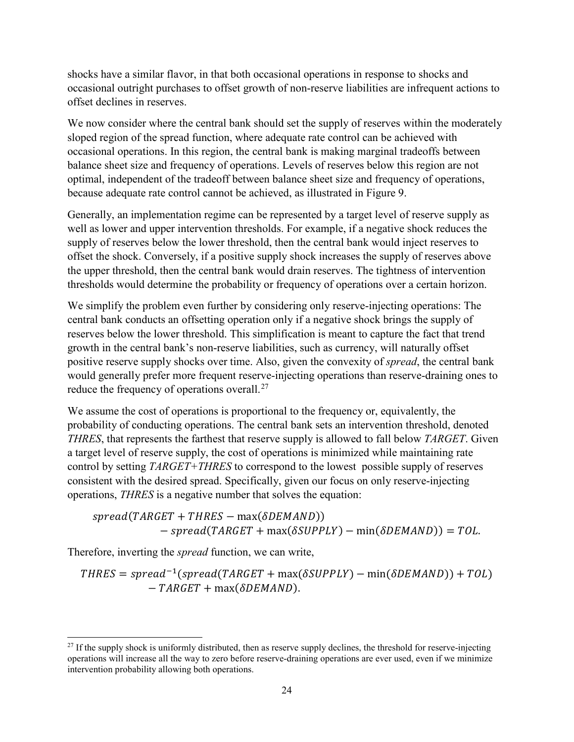shocks have a similar flavor, in that both occasional operations in response to shocks and occasional outright purchases to offset growth of non-reserve liabilities are infrequent actions to offset declines in reserves.

We now consider where the central bank should set the supply of reserves within the moderately sloped region of the spread function, where adequate rate control can be achieved with occasional operations. In this region, the central bank is making marginal tradeoffs between balance sheet size and frequency of operations. Levels of reserves below this region are not optimal, independent of the tradeoff between balance sheet size and frequency of operations, because adequate rate control cannot be achieved, as illustrated in Figure 9.

Generally, an implementation regime can be represented by a target level of reserve supply as well as lower and upper intervention thresholds. For example, if a negative shock reduces the supply of reserves below the lower threshold, then the central bank would inject reserves to offset the shock. Conversely, if a positive supply shock increases the supply of reserves above the upper threshold, then the central bank would drain reserves. The tightness of intervention thresholds would determine the probability or frequency of operations over a certain horizon.

We simplify the problem even further by considering only reserve-injecting operations: The central bank conducts an offsetting operation only if a negative shock brings the supply of reserves below the lower threshold. This simplification is meant to capture the fact that trend growth in the central bank's non-reserve liabilities, such as currency, will naturally offset positive reserve supply shocks over time. Also, given the convexity of *spread*, the central bank would generally prefer more frequent reserve-injecting operations than reserve-draining ones to reduce the frequency of operations overall.[27]

We assume the cost of operations is proportional to the frequency or, equivalently, the probability of conducting operations. The central bank sets an intervention threshold, denoted *THRES*, that represents the farthest that reserve supply is allowed to fall below *TARGET*. Given a target level of reserve supply, the cost of operations is minimized while maintaining rate control by setting *TARGET+THRES* to correspond to the lowest possible supply of reserves consistent with the desired spread. Specifically, given our focus on only reserve-injecting operations, *THRES* is a negative number that solves the equation:

$$spread(TARGET + THRES - \max(\delta DEMAND)) \\ - spread(TARGET + \max(\delta SUPPLY) - \min(\delta DEMAND)) = TOL.$$

Therefore, inverting the *spread* function, we can write,

$$THRES = spread^{-1}(spread(TARGET + \max(\delta SUPPLY) - \min(\delta DEMAND)) + TOL) \\ - TARGET + \max(\delta DEMAND).$$

[27] If the supply shock is uniformly distributed, then as reserve supply declines, the threshold for reserve-injecting operations will increase all the way to zero before reserve-draining operations are ever used, even if we minimize intervention probability allowing both operations.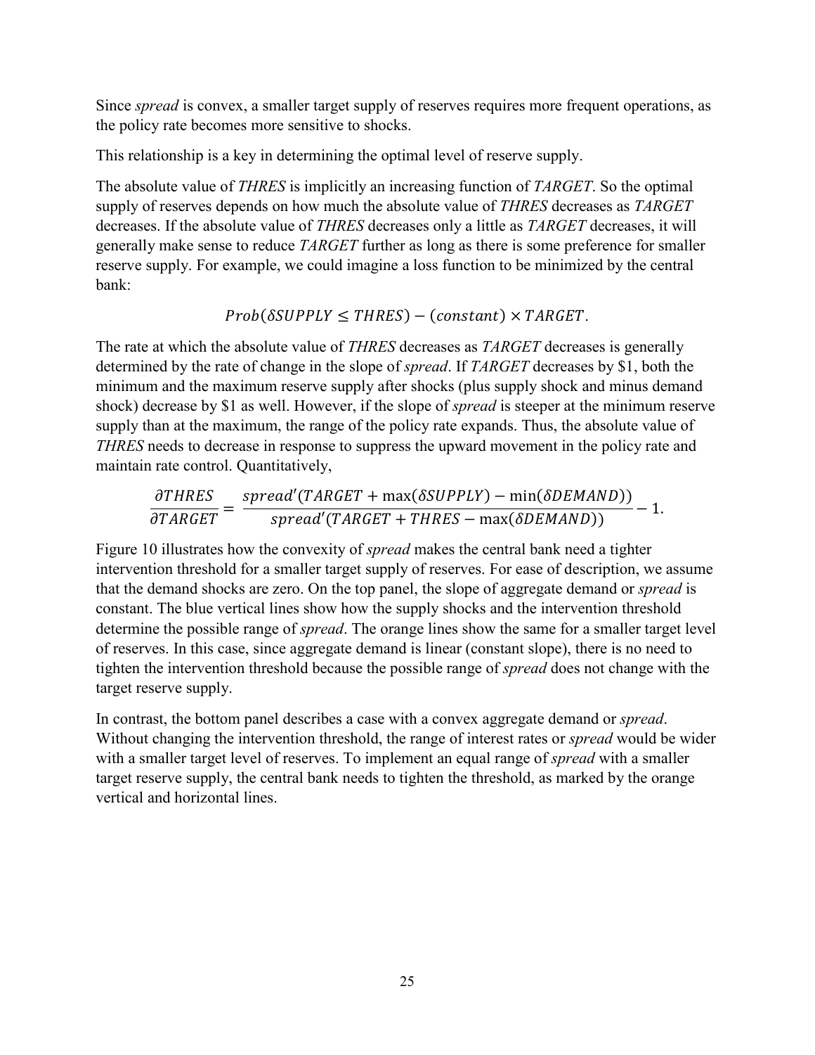Since *spread* is convex, a smaller target supply of reserves requires more frequent operations, as the policy rate becomes more sensitive to shocks.

This relationship is a key in determining the optimal level of reserve supply.

The absolute value of *THRES* is implicitly an increasing function of *TARGET*. So the optimal supply of reserves depends on how much the absolute value of *THRES* decreases as *TARGET* decreases. If the absolute value of *THRES* decreases only a little as *TARGET* decreases, it will generally make sense to reduce *TARGET* further as long as there is some preference for smaller reserve supply. For example, we could imagine a loss function to be minimized by the central bank:

$$Prob(\delta SUPPLY \leq THRES) - (constant) \times TARGET.$$

The rate at which the absolute value of *THRES* decreases as *TARGET* decreases is generally determined by the rate of change in the slope of *spread*. If *TARGET* decreases by \$1, both the minimum and the maximum reserve supply after shocks (plus supply shock and minus demand shock) decrease by \$1 as well. However, if the slope of *spread* is steeper at the minimum reserve supply than at the maximum, the range of the policy rate expands. Thus, the absolute value of *THRES* needs to decrease in response to suppress the upward movement in the policy rate and maintain rate control. Quantitatively,

$$\frac{\partial THRES}{\partial TARGET} = \frac{spread'(TARGET + \max(\delta SUPPLY) - \min(\delta DEMAND))}{spread'(TARGET + THRES - \max(\delta DEMAND))} - 1.$$

Figure 10 illustrates how the convexity of *spread* makes the central bank need a tighter intervention threshold for a smaller target supply of reserves. For ease of description, we assume that the demand shocks are zero. On the top panel, the slope of aggregate demand or *spread* is constant. The blue vertical lines show how the supply shocks and the intervention threshold determine the possible range of *spread*. The orange lines show the same for a smaller target level of reserves. In this case, since aggregate demand is linear (constant slope), there is no need to tighten the intervention threshold because the possible range of *spread* does not change with the target reserve supply.

In contrast, the bottom panel describes a case with a convex aggregate demand or *spread*. Without changing the intervention threshold, the range of interest rates or *spread* would be wider with a smaller target level of reserves. To implement an equal range of *spread* with a smaller target reserve supply, the central bank needs to tighten the threshold, as marked by the orange vertical and horizontal lines.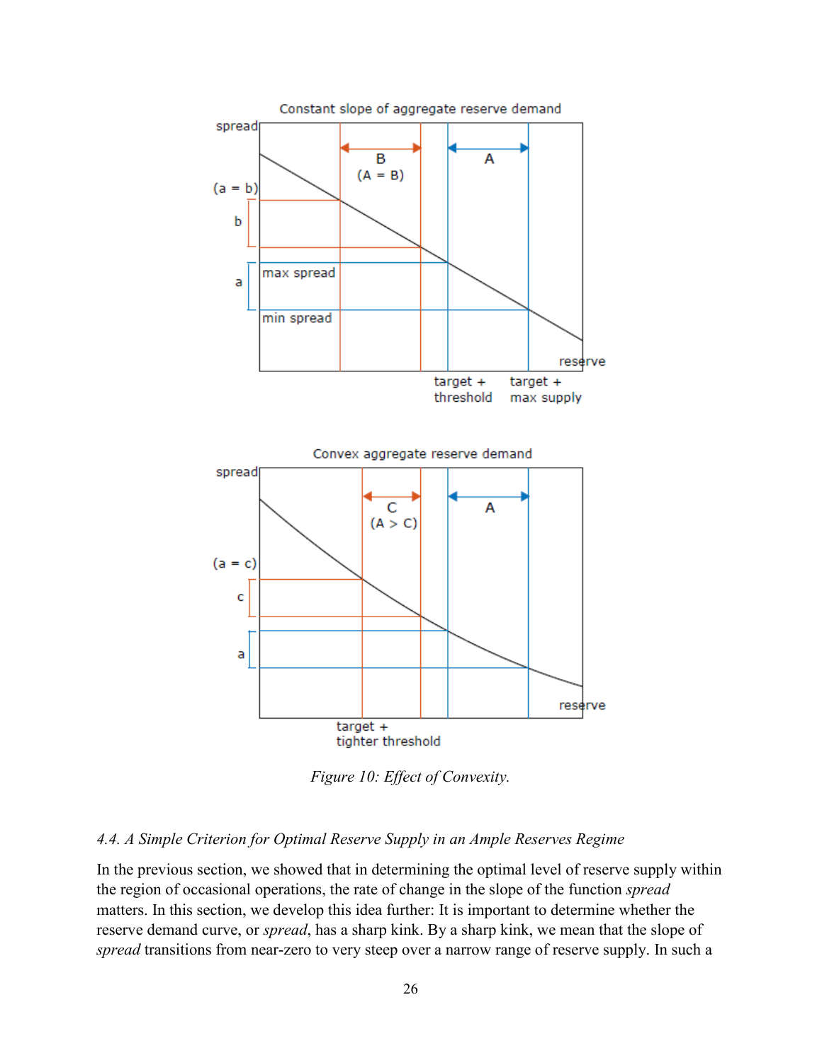Figure 10: Effect of Convexity.

*4.4. A Simple Criterion for Optimal Reserve Supply in an Ample Reserves Regime*

In the previous section, we showed that in determining the optimal level of reserve supply within the region of occasional operations, the rate of change in the slope of the function *spread* matters. In this section, we develop this idea further: It is important to determine whether the reserve demand curve, or *spread*, has a sharp kink. By a sharp kink, we mean that the slope of *spread* transitions from near-zero to very steep over a narrow range of reserve supply. In such a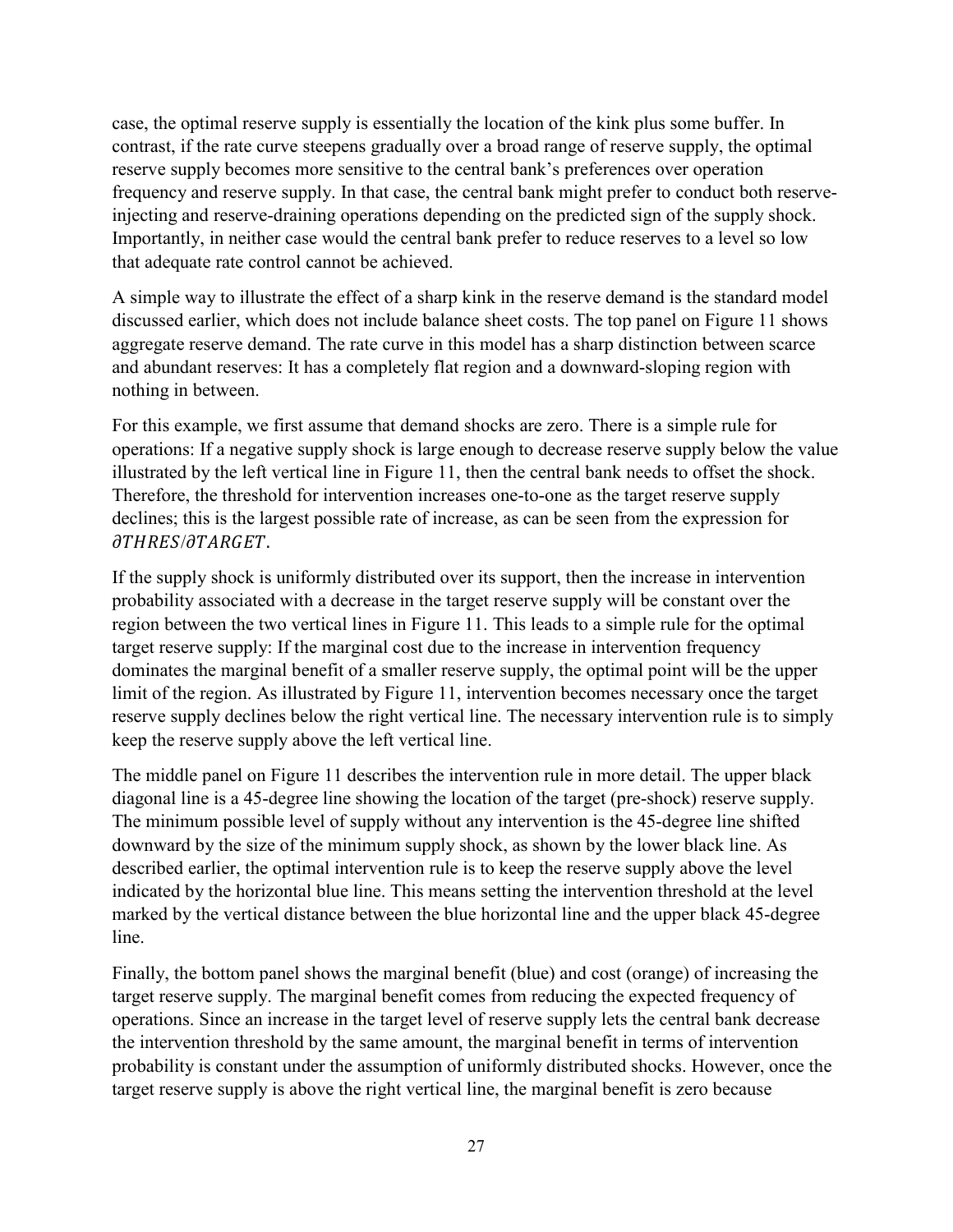case, the optimal reserve supply is essentially the location of the kink plus some buffer. In contrast, if the rate curve steepens gradually over a broad range of reserve supply, the optimal reserve supply becomes more sensitive to the central bank's preferences over operation frequency and reserve supply. In that case, the central bank might prefer to conduct both reserve-injecting and reserve-draining operations depending on the predicted sign of the supply shock. Importantly, in neither case would the central bank prefer to reduce reserves to a level so low that adequate rate control cannot be achieved.

A simple way to illustrate the effect of a sharp kink in the reserve demand is the standard model discussed earlier, which does not include balance sheet costs. The top panel on Figure 11 shows aggregate reserve demand. The rate curve in this model has a sharp distinction between scarce and abundant reserves: It has a completely flat region and a downward-sloping region with nothing in between.

For this example, we first assume that demand shocks are zero. There is a simple rule for operations: If a negative supply shock is large enough to decrease reserve supply below the value illustrated by the left vertical line in Figure 11, then the central bank needs to offset the shock. Therefore, the threshold for intervention increases one-to-one as the target reserve supply declines; this is the largest possible rate of increase, as can be seen from the expression for $\partial THRES/\partial TARGET$.

If the supply shock is uniformly distributed over its support, then the increase in intervention probability associated with a decrease in the target reserve supply will be constant over the region between the two vertical lines in Figure 11. This leads to a simple rule for the optimal target reserve supply: If the marginal cost due to the increase in intervention frequency dominates the marginal benefit of a smaller reserve supply, the optimal point will be the upper limit of the region. As illustrated by Figure 11, intervention becomes necessary once the target reserve supply declines below the right vertical line. The necessary intervention rule is to simply keep the reserve supply above the left vertical line.

The middle panel on Figure 11 describes the intervention rule in more detail. The upper black diagonal line is a 45-degree line showing the location of the target (pre-shock) reserve supply. The minimum possible level of supply without any intervention is the 45-degree line shifted downward by the size of the minimum supply shock, as shown by the lower black line. As described earlier, the optimal intervention rule is to keep the reserve supply above the level indicated by the horizontal blue line. This means setting the intervention threshold at the level marked by the vertical distance between the blue horizontal line and the upper black 45-degree line.

Finally, the bottom panel shows the marginal benefit (blue) and cost (orange) of increasing the target reserve supply. The marginal benefit comes from reducing the expected frequency of operations. Since an increase in the target level of reserve supply lets the central bank decrease the intervention threshold by the same amount, the marginal benefit in terms of intervention probability is constant under the assumption of uniformly distributed shocks. However, once the target reserve supply is above the right vertical line, the marginal benefit is zero because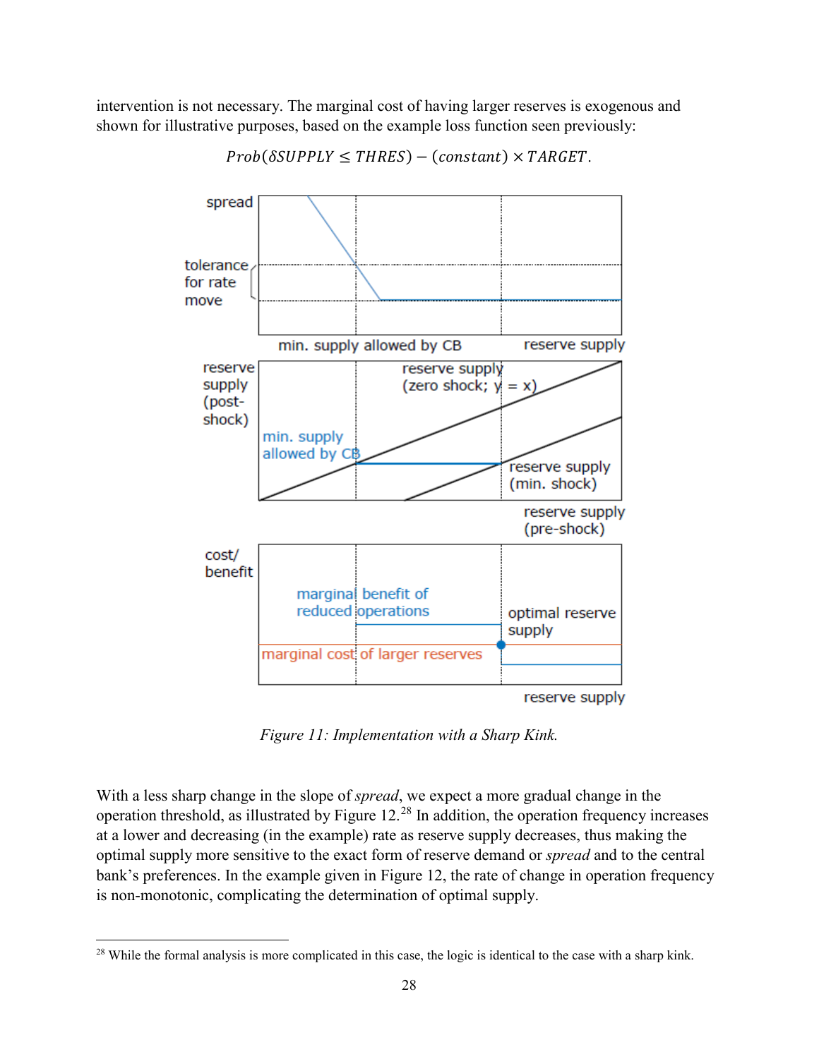intervention is not necessary. The marginal cost of having larger reserves is exogenous and shown for illustrative purposes, based on the example loss function seen previously:

$$Prob(\delta SUPPLY \leq THRES) - (constant) \times TARGET.$$

*Figure 11: Implementation with a Sharp Kink.*

With a less sharp change in the slope of *spread*, we expect a more gradual change in the operation threshold, as illustrated by Figure 12.[28] In addition, the operation frequency increases at a lower and decreasing (in the example) rate as reserve supply decreases, thus making the optimal supply more sensitive to the exact form of reserve demand or *spread* and to the central bank's preferences. In the example given in Figure 12, the rate of change in operation frequency is non-monotonic, complicating the determination of optimal supply.

[28] While the formal analysis is more complicated in this case, the logic is identical to the case with a sharp kink.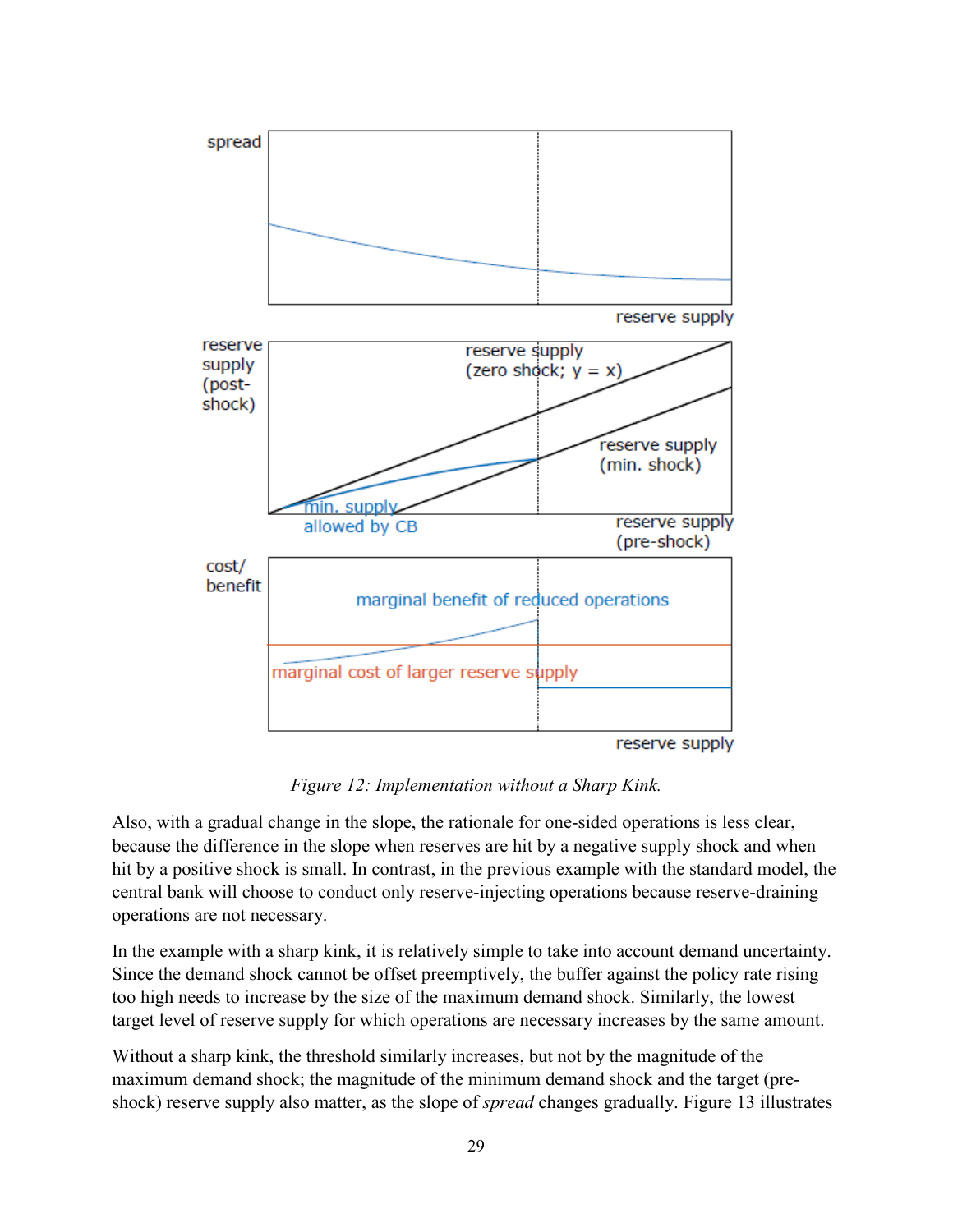Figure 12: *Implementation without a Sharp Kink.*

Also, with a gradual change in the slope, the rationale for one-sided operations is less clear, because the difference in the slope when reserves are hit by a negative supply shock and when hit by a positive shock is small. In contrast, in the previous example with the standard model, the central bank will choose to conduct only reserve-injecting operations because reserve-draining operations are not necessary.

In the example with a sharp kink, it is relatively simple to take into account demand uncertainty. Since the demand shock cannot be offset preemptively, the buffer against the policy rate rising too high needs to increase by the size of the maximum demand shock. Similarly, the lowest target level of reserve supply for which operations are necessary increases by the same amount.

Without a sharp kink, the threshold similarly increases, but not by the magnitude of the maximum demand shock; the magnitude of the minimum demand shock and the target (pre-shock) reserve supply also matter, as the slope of *spread* changes gradually. Figure 13 illustrates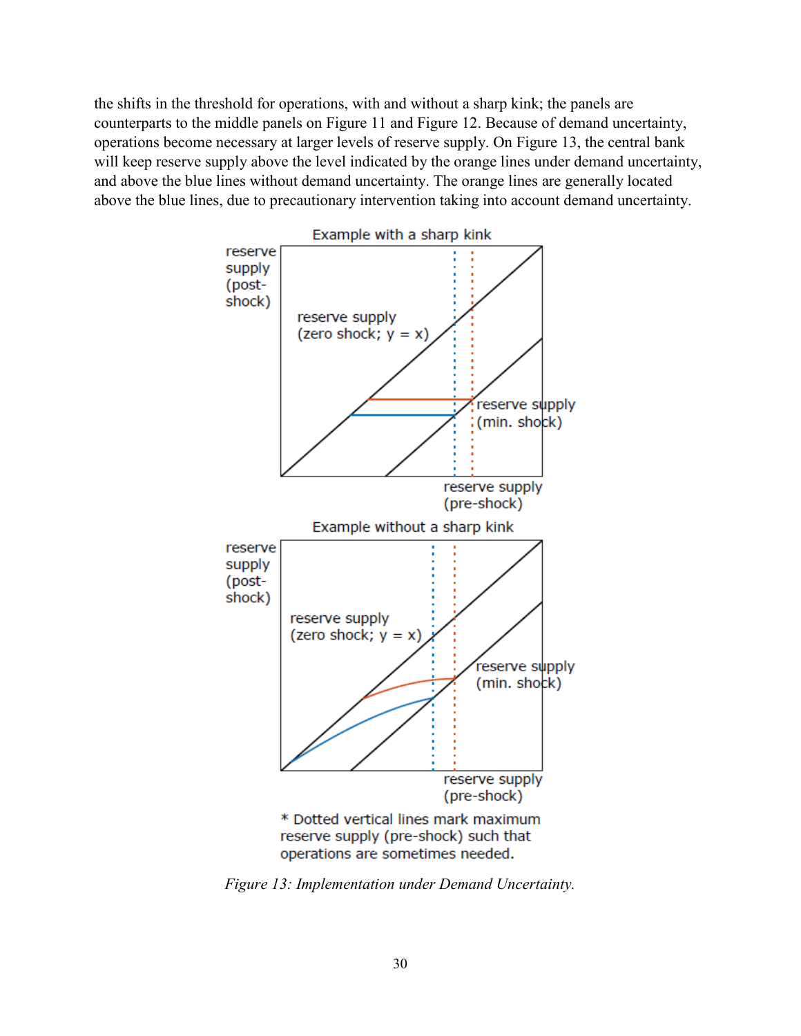the shifts in the threshold for operations, with and without a sharp kink; the panels are counterparts to the middle panels on Figure 11 and Figure 12. Because of demand uncertainty, operations become necessary at larger levels of reserve supply. On Figure 13, the central bank will keep reserve supply above the level indicated by the orange lines under demand uncertainty, and above the blue lines without demand uncertainty. The orange lines are generally located above the blue lines, due to precautionary intervention taking into account demand uncertainty.

*Figure 13: Implementation under Demand Uncertainty.*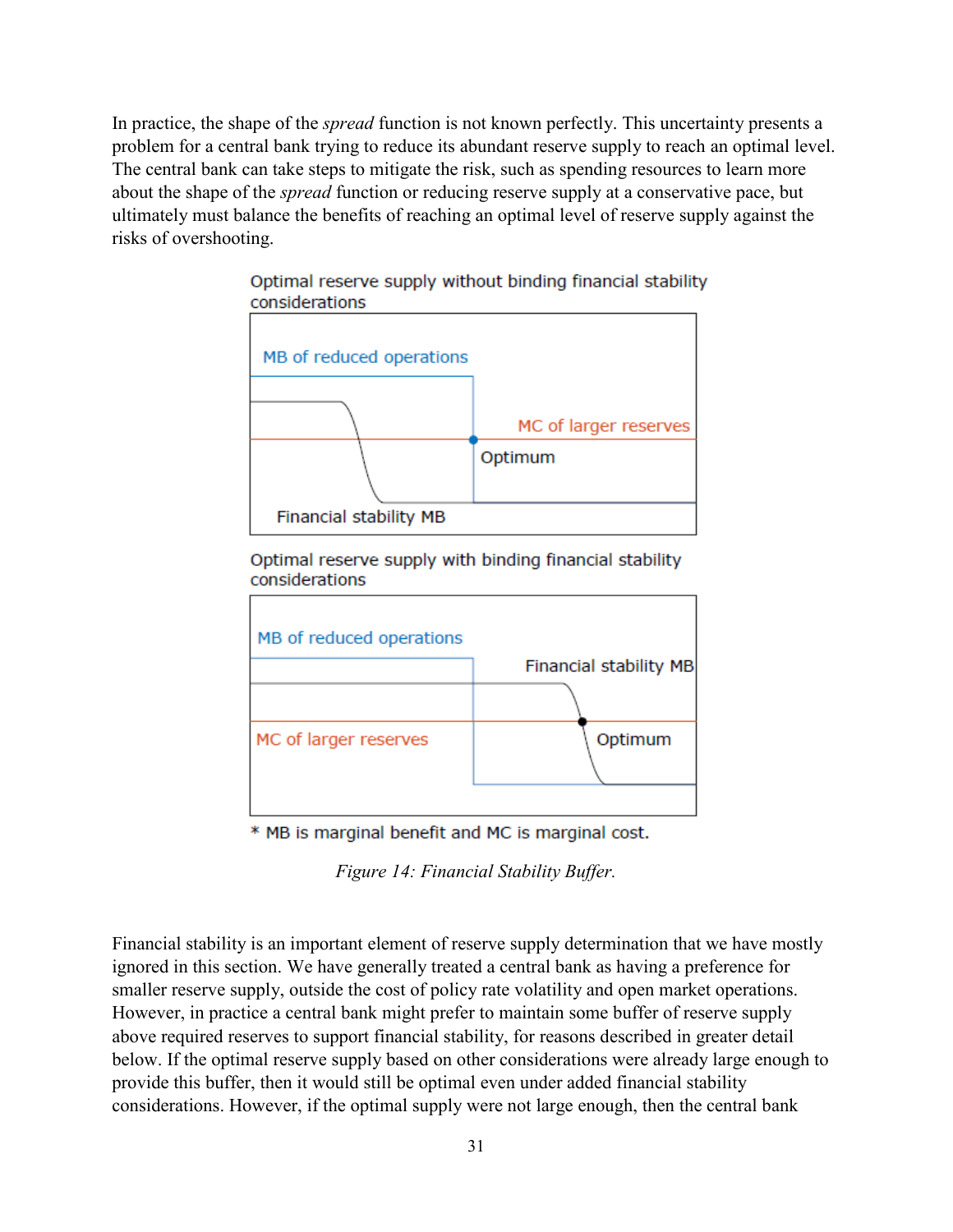In practice, the shape of the *spread* function is not known perfectly. This uncertainty presents a problem for a central bank trying to reduce its abundant reserve supply to reach an optimal level. The central bank can take steps to mitigate the risk, such as spending resources to learn more about the shape of the *spread* function or reducing reserve supply at a conservative pace, but ultimately must balance the benefits of reaching an optimal level of reserve supply against the risks of overshooting.

Optimal reserve supply without binding financial stability considerations

MB of reduced operations

MC of larger reserves

Optimum

Financial stability MB

Optimal reserve supply with binding financial stability considerations

MB of reduced operations

Financial stability MB

MC of larger reserves

Optimum

\* MB is marginal benefit and MC is marginal cost.

*Figure 14: Financial Stability Buffer.*

Financial stability is an important element of reserve supply determination that we have mostly ignored in this section. We have generally treated a central bank as having a preference for smaller reserve supply, outside the cost of policy rate volatility and open market operations. However, in practice a central bank might prefer to maintain some buffer of reserve supply above required reserves to support financial stability, for reasons described in greater detail below. If the optimal reserve supply based on other considerations were already large enough to provide this buffer, then it would still be optimal even under added financial stability considerations. However, if the optimal supply were not large enough, then the central bank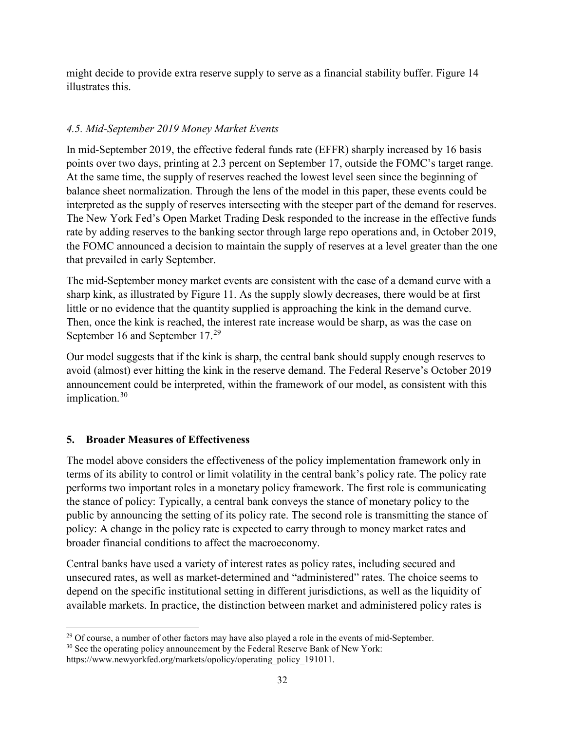might decide to provide extra reserve supply to serve as a financial stability buffer. Figure 14 illustrates this.

### *4.5. Mid-September 2019 Money Market Events*

In mid-September 2019, the effective federal funds rate (EFFR) sharply increased by 16 basis points over two days, printing at 2.3 percent on September 17, outside the FOMC's target range. At the same time, the supply of reserves reached the lowest level seen since the beginning of balance sheet normalization. Through the lens of the model in this paper, these events could be interpreted as the supply of reserves intersecting with the steeper part of the demand for reserves. The New York Fed's Open Market Trading Desk responded to the increase in the effective funds rate by adding reserves to the banking sector through large repo operations and, in October 2019, the FOMC announced a decision to maintain the supply of reserves at a level greater than the one that prevailed in early September.

The mid-September money market events are consistent with the case of a demand curve with a sharp kink, as illustrated by Figure 11. As the supply slowly decreases, there would be at first little or no evidence that the quantity supplied is approaching the kink in the demand curve. Then, once the kink is reached, the interest rate increase would be sharp, as was the case on September 16 and September 17.[29]

Our model suggests that if the kink is sharp, the central bank should supply enough reserves to avoid (almost) ever hitting the kink in the reserve demand. The Federal Reserve's October 2019 announcement could be interpreted, within the framework of our model, as consistent with this implication.[30]

## 5. Broader Measures of Effectiveness

The model above considers the effectiveness of the policy implementation framework only in terms of its ability to control or limit volatility in the central bank's policy rate. The policy rate performs two important roles in a monetary policy framework. The first role is communicating the stance of policy: Typically, a central bank conveys the stance of monetary policy to the public by announcing the setting of its policy rate. The second role is transmitting the stance of policy: A change in the policy rate is expected to carry through to money market rates and broader financial conditions to affect the macroeconomy.

Central banks have used a variety of interest rates as policy rates, including secured and unsecured rates, as well as market-determined and "administered" rates. The choice seems to depend on the specific institutional setting in different jurisdictions, as well as the liquidity of available markets. In practice, the distinction between market and administered policy rates is

[29] Of course, a number of other factors may have also played a role in the events of mid-September.

[30] See the operating policy announcement by the Federal Reserve Bank of New York: https://www.newyorkfed.org/markets/opolicy/operating_policy_191011.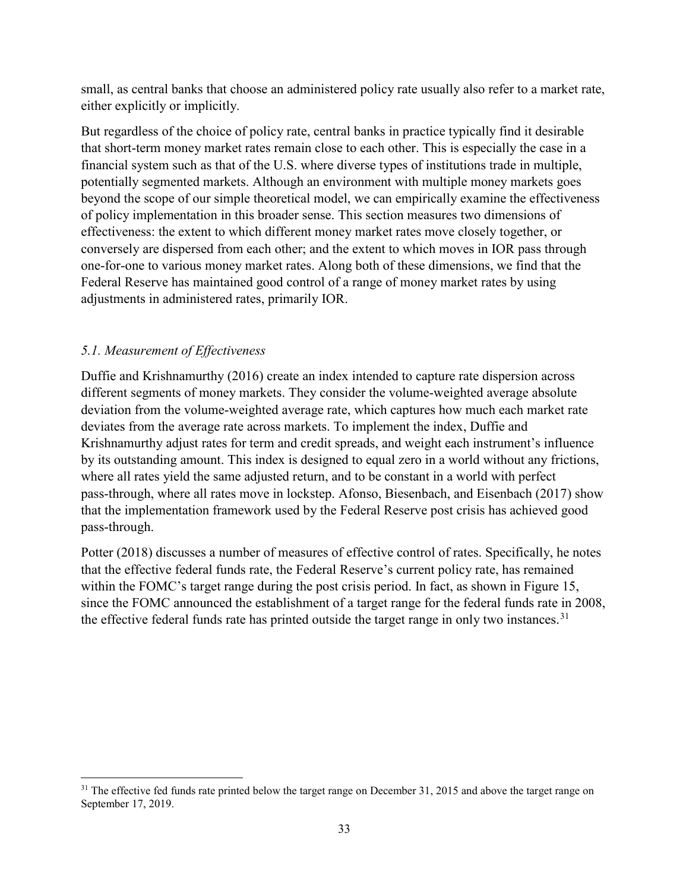small, as central banks that choose an administered policy rate usually also refer to a market rate, either explicitly or implicitly.

But regardless of the choice of policy rate, central banks in practice typically find it desirable that short-term money market rates remain close to each other. This is especially the case in a financial system such as that of the U.S. where diverse types of institutions trade in multiple, potentially segmented markets. Although an environment with multiple money markets goes beyond the scope of our simple theoretical model, we can empirically examine the effectiveness of policy implementation in this broader sense. This section measures two dimensions of effectiveness: the extent to which different money market rates move closely together, or conversely are dispersed from each other; and the extent to which moves in IOR pass through one-for-one to various money market rates. Along both of these dimensions, we find that the Federal Reserve has maintained good control of a range of money market rates by using adjustments in administered rates, primarily IOR.

### *5.1. Measurement of Effectiveness*

Duffie and Krishnamurthy (2016) create an index intended to capture rate dispersion across different segments of money markets. They consider the volume-weighted average absolute deviation from the volume-weighted average rate, which captures how much each market rate deviates from the average rate across markets. To implement the index, Duffie and Krishnamurthy adjust rates for term and credit spreads, and weight each instrument's influence by its outstanding amount. This index is designed to equal zero in a world without any frictions, where all rates yield the same adjusted return, and to be constant in a world with perfect pass-through, where all rates move in lockstep. Afonso, Biesenbach, and Eisenbach (2017) show that the implementation framework used by the Federal Reserve post crisis has achieved good pass-through.

Potter (2018) discusses a number of measures of effective control of rates. Specifically, he notes that the effective federal funds rate, the Federal Reserve's current policy rate, has remained within the FOMC's target range during the post crisis period. In fact, as shown in Figure 15, since the FOMC announced the establishment of a target range for the federal funds rate in 2008, the effective federal funds rate has printed outside the target range in only two instances.[31]

---

[31] The effective fed funds rate printed below the target range on December 31, 2015 and above the target range on September 17, 2019.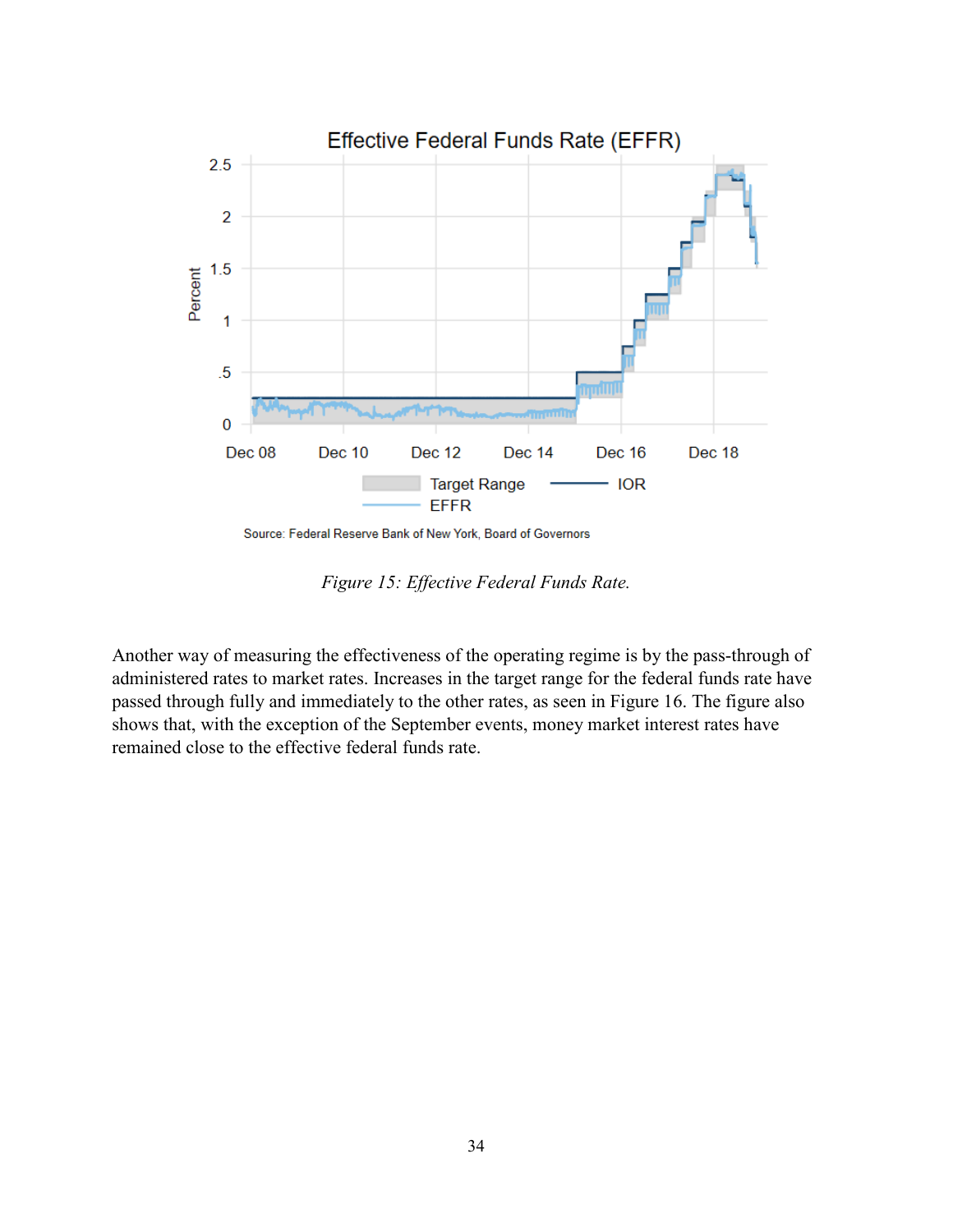*Figure 15: Effective Federal Funds Rate.*

Another way of measuring the effectiveness of the operating regime is by the pass-through of administered rates to market rates. Increases in the target range for the federal funds rate have passed through fully and immediately to the other rates, as seen in Figure 16. The figure also shows that, with the exception of the September events, money market interest rates have remained close to the effective federal funds rate.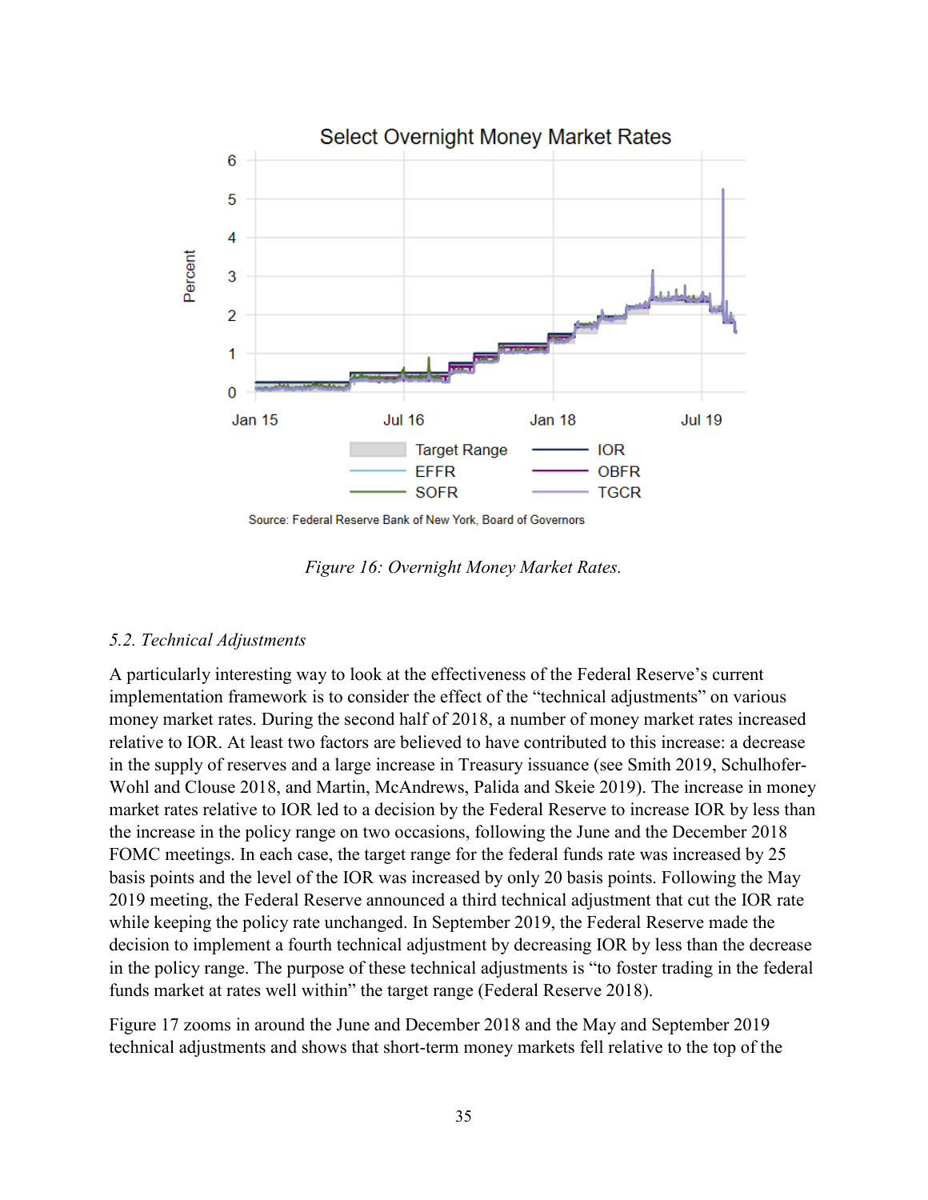Figure 16: Overnight Money Market Rates.

### 5.2. Technical Adjustments

A particularly interesting way to look at the effectiveness of the Federal Reserve's current implementation framework is to consider the effect of the "technical adjustments" on various money market rates. During the second half of 2018, a number of money market rates increased relative to IOR. At least two factors are believed to have contributed to this increase: a decrease in the supply of reserves and a large increase in Treasury issuance (see Smith 2019, Schulhofer-Wohl and Clouse 2018, and Martin, McAndrews, Palida and Skeie 2019). The increase in money market rates relative to IOR led to a decision by the Federal Reserve to increase IOR by less than the increase in the policy range on two occasions, following the June and the December 2018 FOMC meetings. In each case, the target range for the federal funds rate was increased by 25 basis points and the level of the IOR was increased by only 20 basis points. Following the May 2019 meeting, the Federal Reserve announced a third technical adjustment that cut the IOR rate while keeping the policy rate unchanged. In September 2019, the Federal Reserve made the decision to implement a fourth technical adjustment by decreasing IOR by less than the decrease in the policy range. The purpose of these technical adjustments is "to foster trading in the federal funds market at rates well within" the target range (Federal Reserve 2018).

Figure 17 zooms in around the June and December 2018 and the May and September 2019 technical adjustments and shows that short-term money markets fell relative to the top of the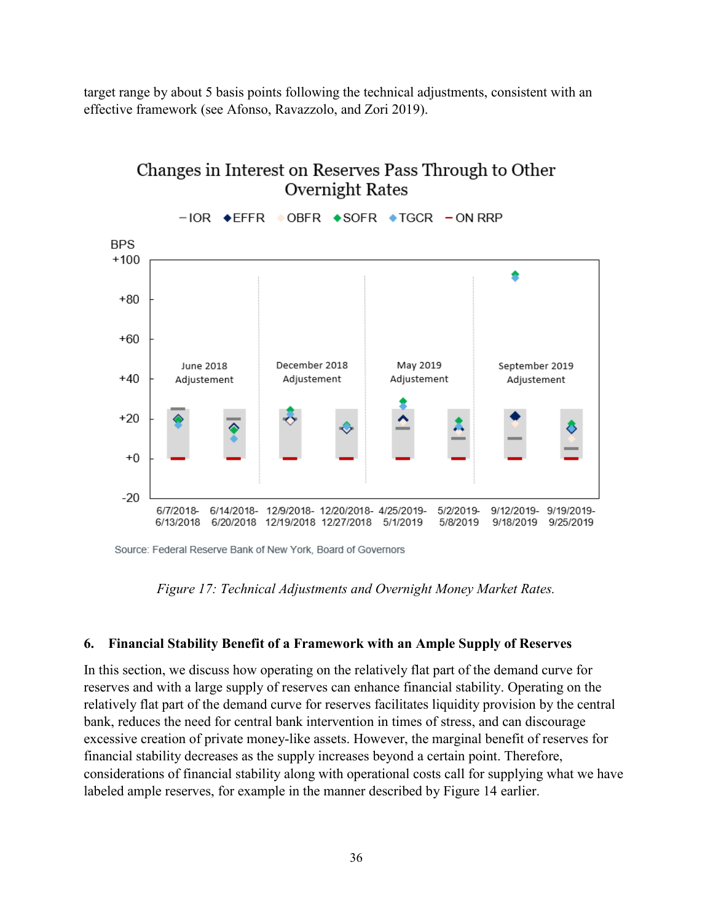target range by about 5 basis points following the technical adjustments, consistent with an effective framework (see Afonso, Ravazzolo, and Zori 2019).

Changes in Interest on Reserves Pass Through to Other Overnight Rates

Source: Federal Reserve Bank of New York, Board of Governors

*Figure 17: Technical Adjustments and Overnight Money Market Rates.*

## 6. Financial Stability Benefit of a Framework with an Ample Supply of Reserves

In this section, we discuss how operating on the relatively flat part of the demand curve for reserves and with a large supply of reserves can enhance financial stability. Operating on the relatively flat part of the demand curve for reserves facilitates liquidity provision by the central bank, reduces the need for central bank intervention in times of stress, and can discourage excessive creation of private money-like assets. However, the marginal benefit of reserves for financial stability decreases as the supply increases beyond a certain point. Therefore, considerations of financial stability along with operational costs call for supplying what we have labeled ample reserves, for example in the manner described by Figure 14 earlier.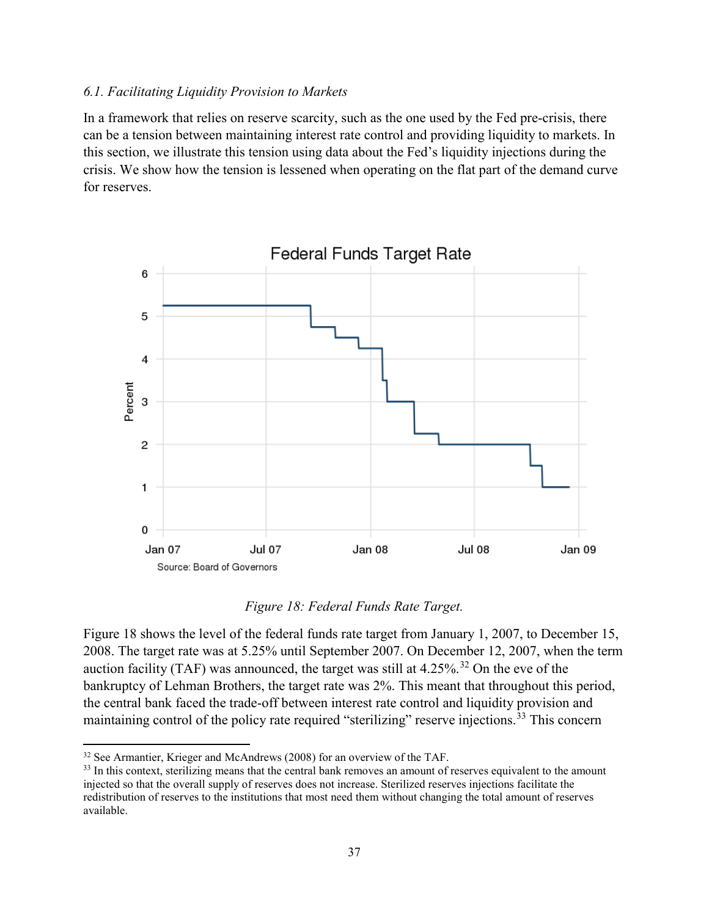*6.1. Facilitating Liquidity Provision to Markets*

In a framework that relies on reserve scarcity, such as the one used by the Fed pre-crisis, there can be a tension between maintaining interest rate control and providing liquidity to markets. In this section, we illustrate this tension using data about the Fed's liquidity injections during the crisis. We show how the tension is lessened when operating on the flat part of the demand curve for reserves.

*Figure 18: Federal Funds Rate Target.*

Figure 18 shows the level of the federal funds rate target from January 1, 2007, to December 15, 2008. The target rate was at 5.25% until September 2007. On December 12, 2007, when the term auction facility (TAF) was announced, the target was still at 4.25%.[32] On the eve of the bankruptcy of Lehman Brothers, the target rate was 2%. This meant that throughout this period, the central bank faced the trade-off between interest rate control and liquidity provision and maintaining control of the policy rate required "sterilizing" reserve injections.[33] This concern

---

[32] See Armantier, Krieger and McAndrews (2008) for an overview of the TAF.

[33] In this context, sterilizing means that the central bank removes an amount of reserves equivalent to the amount injected so that the overall supply of reserves does not increase. Sterilized reserves injections facilitate the redistribution of reserves to the institutions that most need them without changing the total amount of reserves available.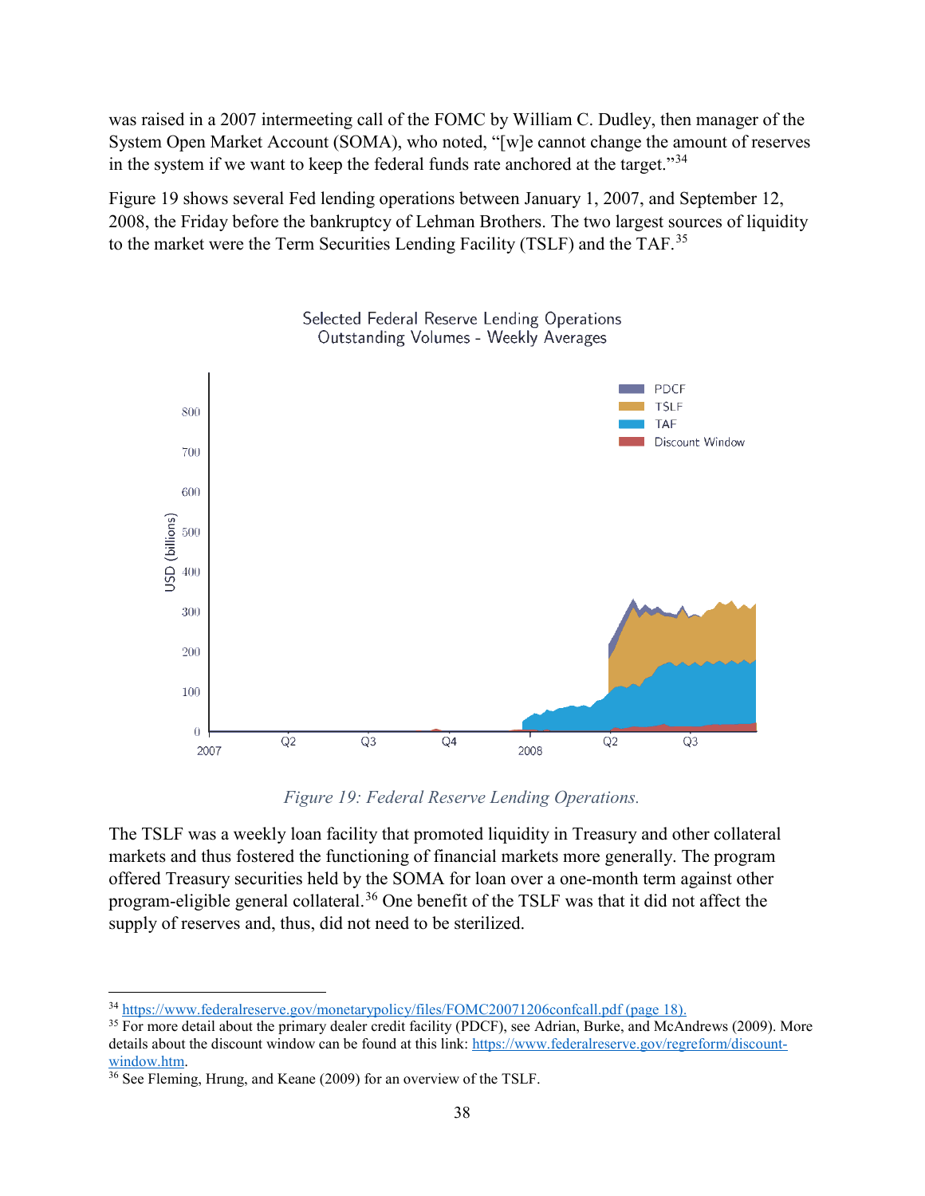was raised in a 2007 intermeeting call of the FOMC by William C. Dudley, then manager of the System Open Market Account (SOMA), who noted, "[w]e cannot change the amount of reserves in the system if we want to keep the federal funds rate anchored at the target."[34]

Figure 19 shows several Fed lending operations between January 1, 2007, and September 12, 2008, the Friday before the bankruptcy of Lehman Brothers. The two largest sources of liquidity to the market were the Term Securities Lending Facility (TSLF) and the TAF.[35]

*Figure 19: Federal Reserve Lending Operations.*

The TSLF was a weekly loan facility that promoted liquidity in Treasury and other collateral markets and thus fostered the functioning of financial markets more generally. The program offered Treasury securities held by the SOMA for loan over a one-month term against other program-eligible general collateral.[36] One benefit of the TSLF was that it did not affect the supply of reserves and, thus, did not need to be sterilized.

---

[34] https://www.federalreserve.gov/monetarypolicy/files/FOMC20071206confcall.pdf (page 18).

[35] For more detail about the primary dealer credit facility (PDCF), see Adrian, Burke, and McAndrews (2009). More details about the discount window can be found at this link: https://www.federalreserve.gov/regreform/discount-window.htm.

[36] See Fleming, Hrung, and Keane (2009) for an overview of the TSLF.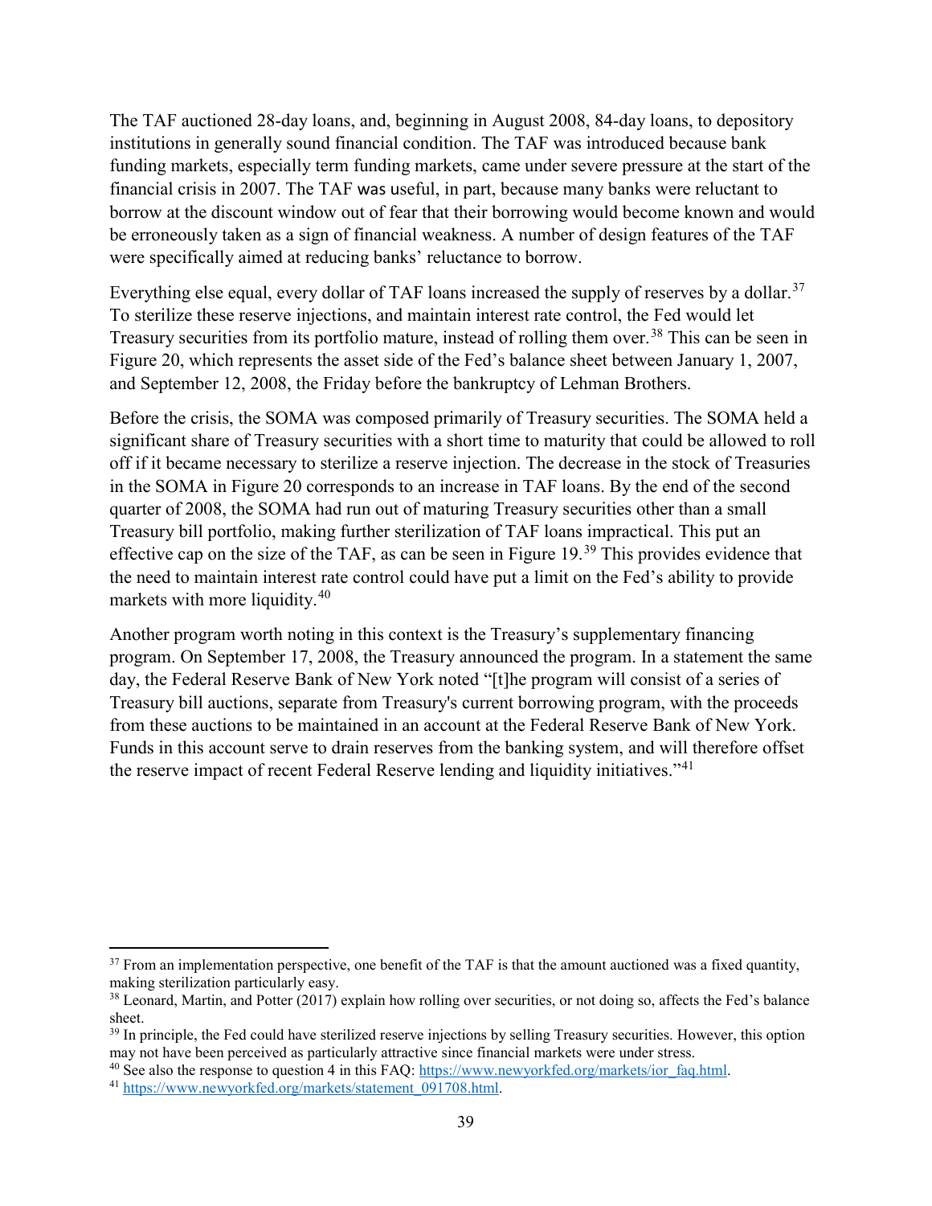The TAF auctioned 28-day loans, and, beginning in August 2008, 84-day loans, to depository institutions in generally sound financial condition. The TAF was introduced because bank funding markets, especially term funding markets, came under severe pressure at the start of the financial crisis in 2007. The TAF was useful, in part, because many banks were reluctant to borrow at the discount window out of fear that their borrowing would become known and would be erroneously taken as a sign of financial weakness. A number of design features of the TAF were specifically aimed at reducing banks' reluctance to borrow.

Everything else equal, every dollar of TAF loans increased the supply of reserves by a dollar.[37] To sterilize these reserve injections, and maintain interest rate control, the Fed would let Treasury securities from its portfolio mature, instead of rolling them over.[38] This can be seen in Figure 20, which represents the asset side of the Fed's balance sheet between January 1, 2007, and September 12, 2008, the Friday before the bankruptcy of Lehman Brothers.

Before the crisis, the SOMA was composed primarily of Treasury securities. The SOMA held a significant share of Treasury securities with a short time to maturity that could be allowed to roll off if it became necessary to sterilize a reserve injection. The decrease in the stock of Treasuries in the SOMA in Figure 20 corresponds to an increase in TAF loans. By the end of the second quarter of 2008, the SOMA had run out of maturing Treasury securities other than a small Treasury bill portfolio, making further sterilization of TAF loans impractical. This put an effective cap on the size of the TAF, as can be seen in Figure 19.[39] This provides evidence that the need to maintain interest rate control could have put a limit on the Fed's ability to provide markets with more liquidity.[40]

Another program worth noting in this context is the Treasury's supplementary financing program. On September 17, 2008, the Treasury announced the program. In a statement the same day, the Federal Reserve Bank of New York noted "[t]he program will consist of a series of Treasury bill auctions, separate from Treasury's current borrowing program, with the proceeds from these auctions to be maintained in an account at the Federal Reserve Bank of New York. Funds in this account serve to drain reserves from the banking system, and will therefore offset the reserve impact of recent Federal Reserve lending and liquidity initiatives."[41]

---

[37] From an implementation perspective, one benefit of the TAF is that the amount auctioned was a fixed quantity, making sterilization particularly easy.

[38] Leonard, Martin, and Potter (2017) explain how rolling over securities, or not doing so, affects the Fed's balance sheet.

[39] In principle, the Fed could have sterilized reserve injections by selling Treasury securities. However, this option may not have been perceived as particularly attractive since financial markets were under stress.

[40] See also the response to question 4 in this FAQ: https://www.newyorkfed.org/markets/ior_faq.html.

[41] https://www.newyorkfed.org/markets/statement_091708.html.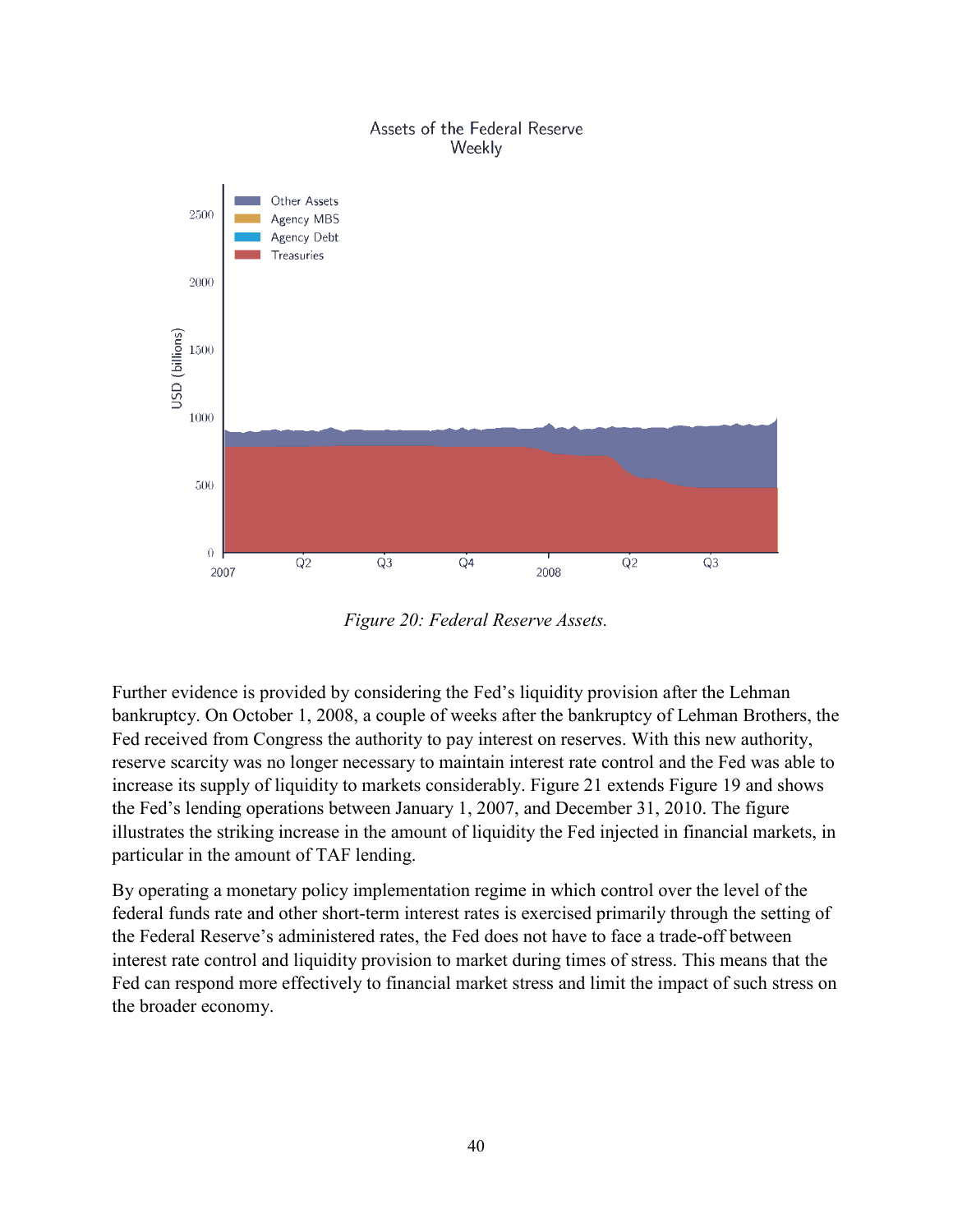Figure 20: Federal Reserve Assets.

Further evidence is provided by considering the Fed's liquidity provision after the Lehman bankruptcy. On October 1, 2008, a couple of weeks after the bankruptcy of Lehman Brothers, the Fed received from Congress the authority to pay interest on reserves. With this new authority, reserve scarcity was no longer necessary to maintain interest rate control and the Fed was able to increase its supply of liquidity to markets considerably. Figure 21 extends Figure 19 and shows the Fed's lending operations between January 1, 2007, and December 31, 2010. The figure illustrates the striking increase in the amount of liquidity the Fed injected in financial markets, in particular in the amount of TAF lending.

By operating a monetary policy implementation regime in which control over the level of the federal funds rate and other short-term interest rates is exercised primarily through the setting of the Federal Reserve's administered rates, the Fed does not have to face a trade-off between interest rate control and liquidity provision to market during times of stress. This means that the Fed can respond more effectively to financial market stress and limit the impact of such stress on the broader economy.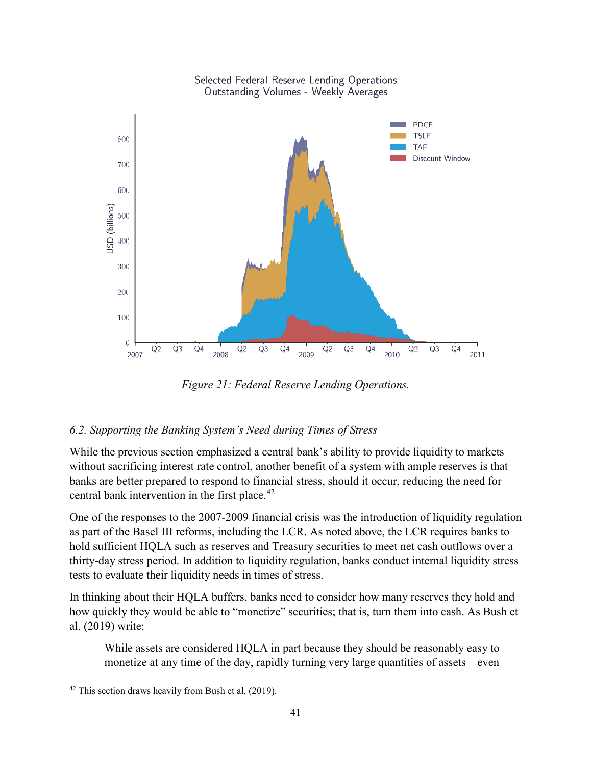Selected Federal Reserve Lending Operations
Outstanding Volumes - Weekly Averages

*Figure 21: Federal Reserve Lending Operations.*

### *6.2. Supporting the Banking System's Need during Times of Stress*

While the previous section emphasized a central bank's ability to provide liquidity to markets without sacrificing interest rate control, another benefit of a system with ample reserves is that banks are better prepared to respond to financial stress, should it occur, reducing the need for central bank intervention in the first place.[42]

One of the responses to the 2007-2009 financial crisis was the introduction of liquidity regulation as part of the Basel III reforms, including the LCR. As noted above, the LCR requires banks to hold sufficient HQLA such as reserves and Treasury securities to meet net cash outflows over a thirty-day stress period. In addition to liquidity regulation, banks conduct internal liquidity stress tests to evaluate their liquidity needs in times of stress.

In thinking about their HQLA buffers, banks need to consider how many reserves they hold and how quickly they would be able to "monetize" securities; that is, turn them into cash. As Bush et al. (2019) write:

> While assets are considered HQLA in part because they should be reasonably easy to monetize at any time of the day, rapidly turning very large quantities of assets—even

[42] This section draws heavily from Bush et al. (2019).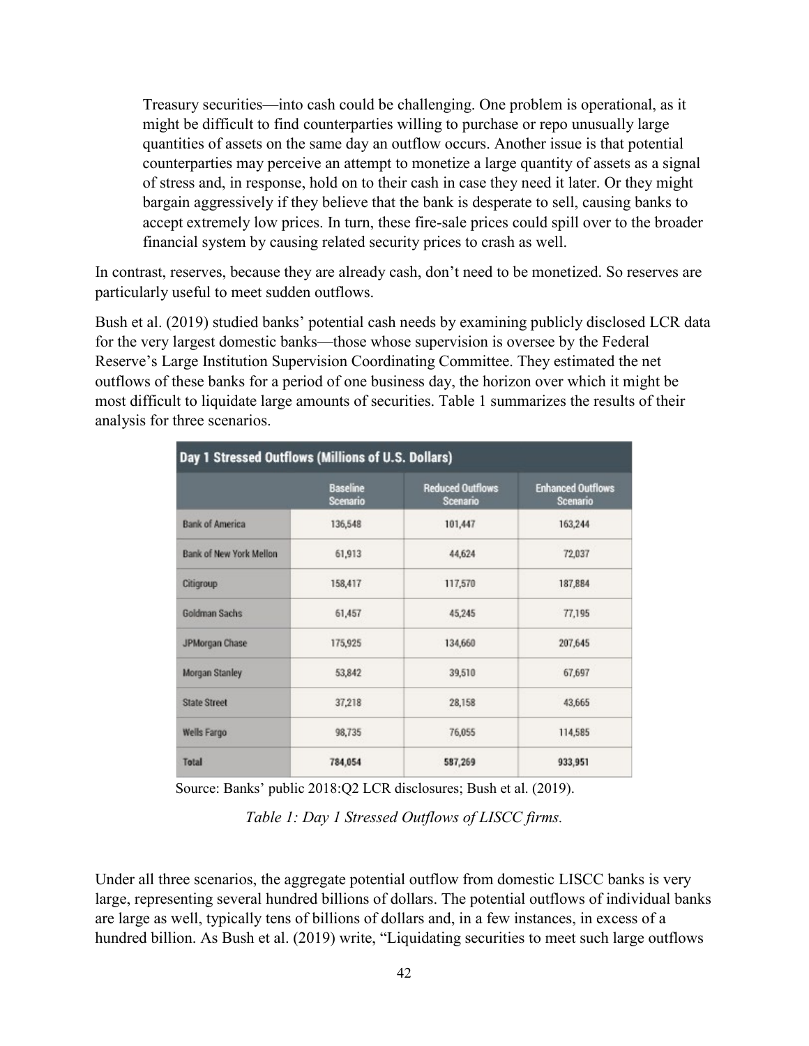> Treasury securities—into cash could be challenging. One problem is operational, as it might be difficult to find counterparties willing to purchase or repo unusually large quantities of assets on the same day an outflow occurs. Another issue is that potential counterparties may perceive an attempt to monetize a large quantity of assets as a signal of stress and, in response, hold on to their cash in case they need it later. Or they might bargain aggressively if they believe that the bank is desperate to sell, causing banks to accept extremely low prices. In turn, these fire-sale prices could spill over to the broader financial system by causing related security prices to crash as well.

In contrast, reserves, because they are already cash, don't need to be monetized. So reserves are particularly useful to meet sudden outflows.

Bush et al. (2019) studied banks' potential cash needs by examining publicly disclosed LCR data for the very largest domestic banks—those whose supervision is oversee by the Federal Reserve's Large Institution Supervision Coordinating Committee. They estimated the net outflows of these banks for a period of one business day, the horizon over which it might be most difficult to liquidate large amounts of securities. Table 1 summarizes the results of their analysis for three scenarios.

**Day 1 Stressed Outflows (Millions of U.S. Dollars)**

| | Baseline Scenario | Reduced Outflows Scenario | Enhanced Outflows Scenario |
|---|---|---|---|
| Bank of America | 136,548 | 101,447 | 163,244 |
| Bank of New York Mellon | 61,913 | 44,624 | 72,037 |
| Citigroup | 158,417 | 117,570 | 187,884 |
| Goldman Sachs | 61,457 | 45,245 | 77,195 |
| JPMorgan Chase | 175,925 | 134,660 | 207,645 |
| Morgan Stanley | 53,842 | 39,510 | 67,697 |
| State Street | 37,218 | 28,158 | 43,665 |
| Wells Fargo | 98,735 | 76,055 | 114,585 |
| **Total** | **784,054** | **587,269** | **933,951** |

Source: Banks' public 2018:Q2 LCR disclosures; Bush et al. (2019).

*Table 1: Day 1 Stressed Outflows of LISCC firms.*

Under all three scenarios, the aggregate potential outflow from domestic LISCC banks is very large, representing several hundred billions of dollars. The potential outflows of individual banks are large as well, typically tens of billions of dollars and, in a few instances, in excess of a hundred billion. As Bush et al. (2019) write, "Liquidating securities to meet such large outflows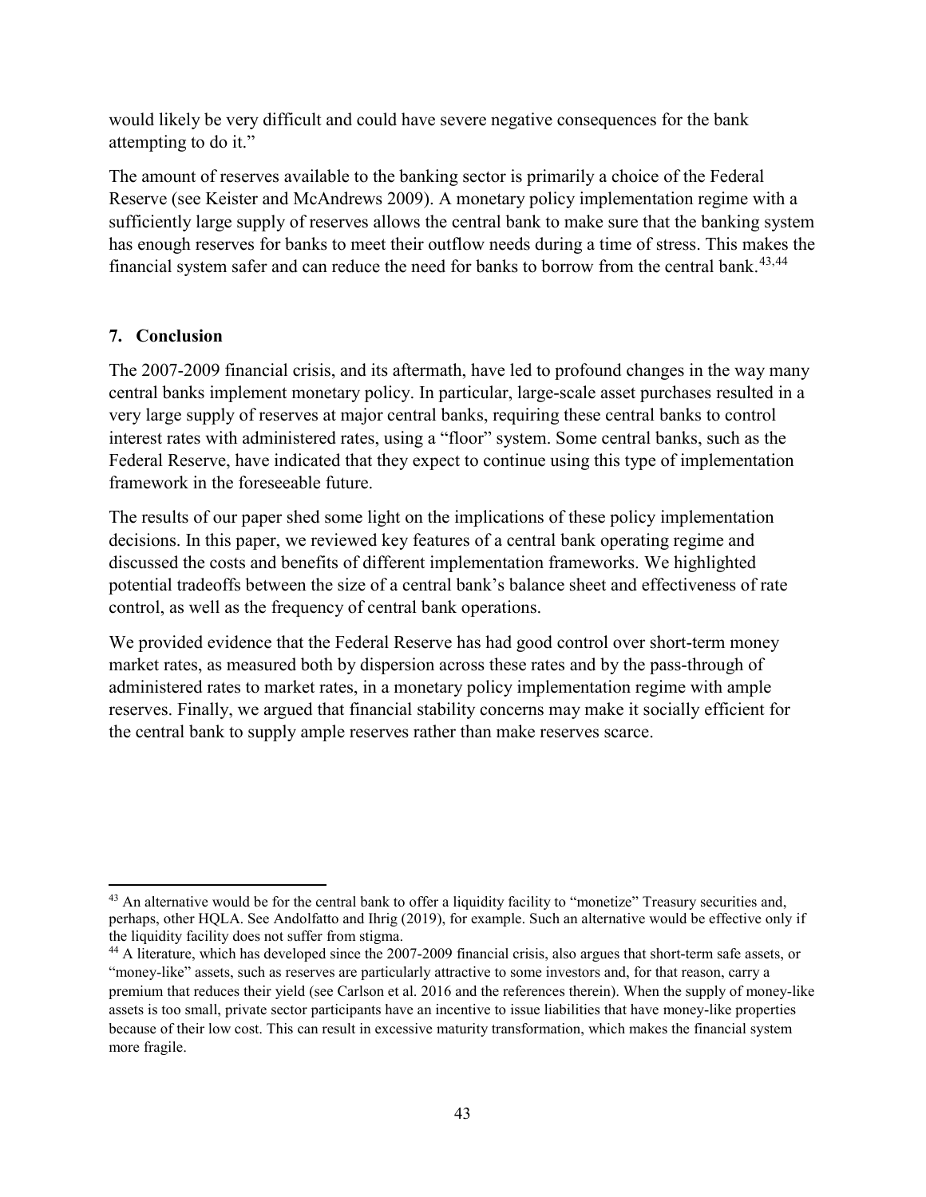would likely be very difficult and could have severe negative consequences for the bank attempting to do it."

The amount of reserves available to the banking sector is primarily a choice of the Federal Reserve (see Keister and McAndrews 2009). A monetary policy implementation regime with a sufficiently large supply of reserves allows the central bank to make sure that the banking system has enough reserves for banks to meet their outflow needs during a time of stress. This makes the financial system safer and can reduce the need for banks to borrow from the central bank.[43,44]

## 7. Conclusion

The 2007-2009 financial crisis, and its aftermath, have led to profound changes in the way many central banks implement monetary policy. In particular, large-scale asset purchases resulted in a very large supply of reserves at major central banks, requiring these central banks to control interest rates with administered rates, using a "floor" system. Some central banks, such as the Federal Reserve, have indicated that they expect to continue using this type of implementation framework in the foreseeable future.

The results of our paper shed some light on the implications of these policy implementation decisions. In this paper, we reviewed key features of a central bank operating regime and discussed the costs and benefits of different implementation frameworks. We highlighted potential tradeoffs between the size of a central bank's balance sheet and effectiveness of rate control, as well as the frequency of central bank operations.

We provided evidence that the Federal Reserve has had good control over short-term money market rates, as measured both by dispersion across these rates and by the pass-through of administered rates to market rates, in a monetary policy implementation regime with ample reserves. Finally, we argued that financial stability concerns may make it socially efficient for the central bank to supply ample reserves rather than make reserves scarce.

---

[43] An alternative would be for the central bank to offer a liquidity facility to "monetize" Treasury securities and, perhaps, other HQLA. See Andolfatto and Ihrig (2019), for example. Such an alternative would be effective only if the liquidity facility does not suffer from stigma.

[44] A literature, which has developed since the 2007-2009 financial crisis, also argues that short-term safe assets, or "money-like" assets, such as reserves are particularly attractive to some investors and, for that reason, carry a premium that reduces their yield (see Carlson et al. 2016 and the references therein). When the supply of money-like assets is too small, private sector participants have an incentive to issue liabilities that have money-like properties because of their low cost. This can result in excessive maturity transformation, which makes the financial system more fragile.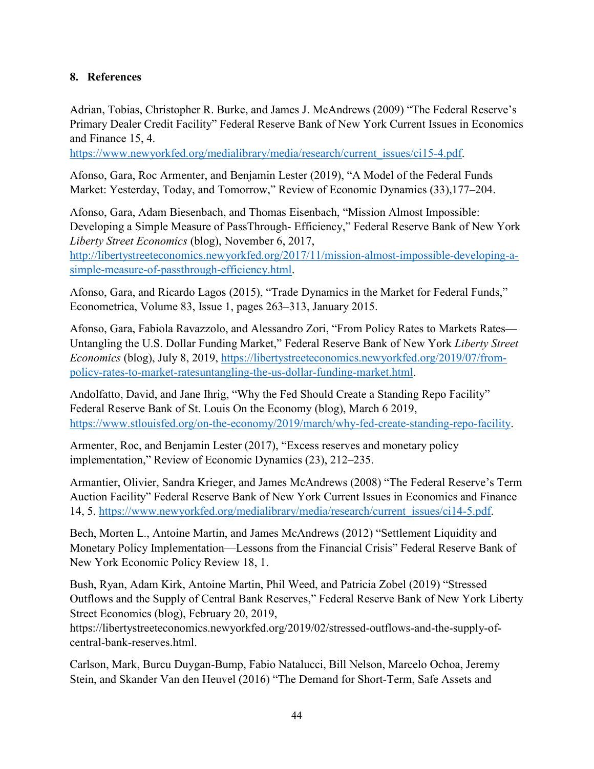## 8. References

Adrian, Tobias, Christopher R. Burke, and James J. McAndrews (2009) "The Federal Reserve's Primary Dealer Credit Facility" Federal Reserve Bank of New York Current Issues in Economics and Finance 15, 4. https://www.newyorkfed.org/medialibrary/media/research/current_issues/ci15-4.pdf.

Afonso, Gara, Roc Armenter, and Benjamin Lester (2019), "A Model of the Federal Funds Market: Yesterday, Today, and Tomorrow," Review of Economic Dynamics (33),177–204.

Afonso, Gara, Adam Biesenbach, and Thomas Eisenbach, "Mission Almost Impossible: Developing a Simple Measure of PassThrough- Efficiency," Federal Reserve Bank of New York *Liberty Street Economics* (blog), November 6, 2017, http://libertystreeteconomics.newyorkfed.org/2017/11/mission-almost-impossible-developing-a-simple-measure-of-passthrough-efficiency.html.

Afonso, Gara, and Ricardo Lagos (2015), "Trade Dynamics in the Market for Federal Funds," Econometrica, Volume 83, Issue 1, pages 263–313, January 2015.

Afonso, Gara, Fabiola Ravazzolo, and Alessandro Zori, "From Policy Rates to Markets Rates—Untangling the U.S. Dollar Funding Market," Federal Reserve Bank of New York *Liberty Street Economics* (blog), July 8, 2019, https://libertystreeteconomics.newyorkfed.org/2019/07/from-policy-rates-to-market-ratesuntangling-the-us-dollar-funding-market.html.

Andolfatto, David, and Jane Ihrig, "Why the Fed Should Create a Standing Repo Facility" Federal Reserve Bank of St. Louis On the Economy (blog), March 6 2019, https://www.stlouisfed.org/on-the-economy/2019/march/why-fed-create-standing-repo-facility.

Armenter, Roc, and Benjamin Lester (2017), "Excess reserves and monetary policy implementation," Review of Economic Dynamics (23), 212–235.

Armantier, Olivier, Sandra Krieger, and James McAndrews (2008) "The Federal Reserve's Term Auction Facility" Federal Reserve Bank of New York Current Issues in Economics and Finance 14, 5. https://www.newyorkfed.org/medialibrary/media/research/current_issues/ci14-5.pdf.

Bech, Morten L., Antoine Martin, and James McAndrews (2012) "Settlement Liquidity and Monetary Policy Implementation—Lessons from the Financial Crisis" Federal Reserve Bank of New York Economic Policy Review 18, 1.

Bush, Ryan, Adam Kirk, Antoine Martin, Phil Weed, and Patricia Zobel (2019) "Stressed Outflows and the Supply of Central Bank Reserves," Federal Reserve Bank of New York Liberty Street Economics (blog), February 20, 2019, https://libertystreeteconomics.newyorkfed.org/2019/02/stressed-outflows-and-the-supply-of-central-bank-reserves.html.

Carlson, Mark, Burcu Duygan-Bump, Fabio Natalucci, Bill Nelson, Marcelo Ochoa, Jeremy Stein, and Skander Van den Heuvel (2016) "The Demand for Short-Term, Safe Assets and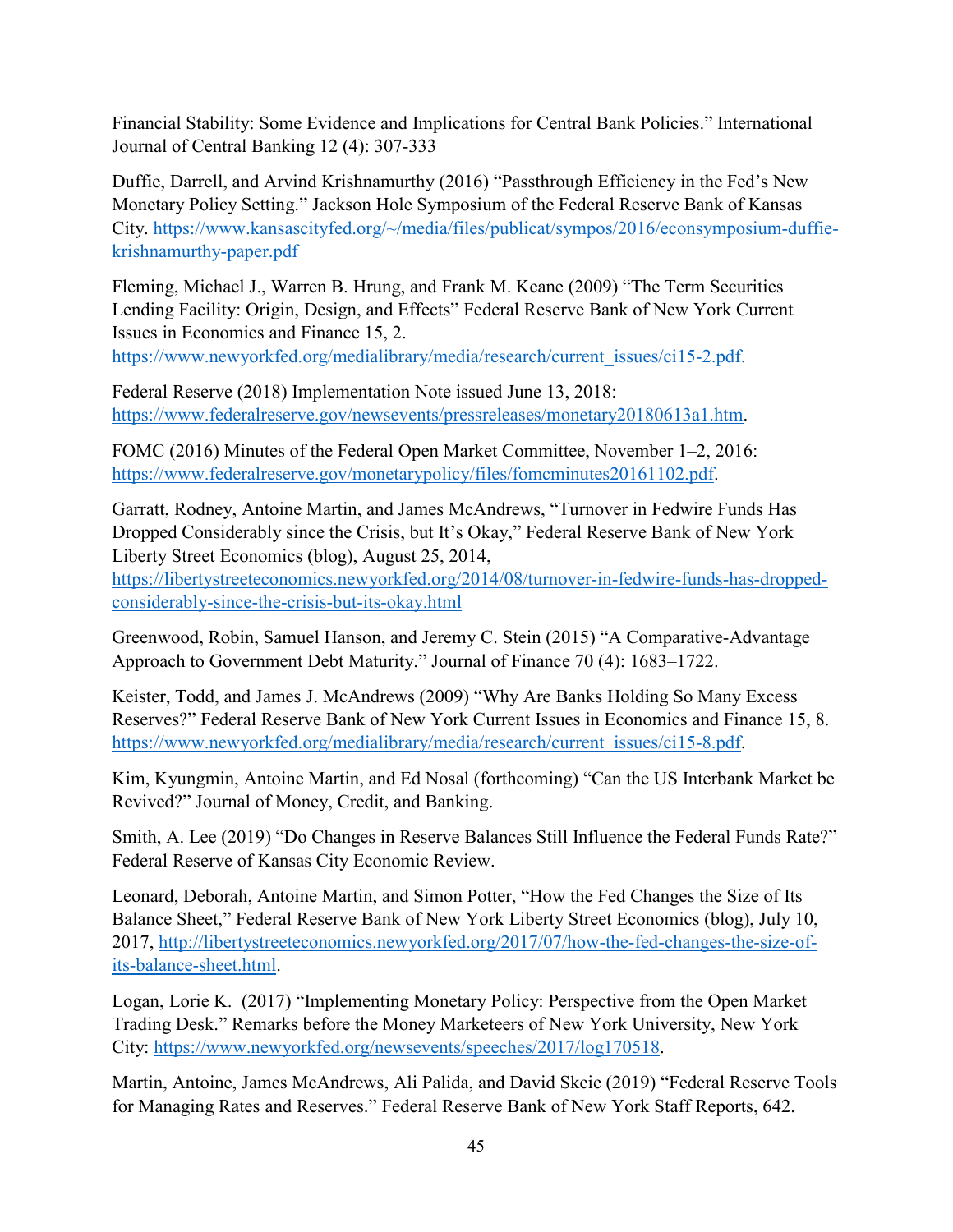Financial Stability: Some Evidence and Implications for Central Bank Policies." International Journal of Central Banking 12 (4): 307-333

Duffie, Darrell, and Arvind Krishnamurthy (2016) "Passthrough Efficiency in the Fed's New Monetary Policy Setting." Jackson Hole Symposium of the Federal Reserve Bank of Kansas City. https://www.kansascityfed.org/~/media/files/publicat/sympos/2016/econsymposium-duffie-krishnamurthy-paper.pdf

Fleming, Michael J., Warren B. Hrung, and Frank M. Keane (2009) "The Term Securities Lending Facility: Origin, Design, and Effects" Federal Reserve Bank of New York Current Issues in Economics and Finance 15, 2. https://www.newyorkfed.org/medialibrary/media/research/current_issues/ci15-2.pdf.

Federal Reserve (2018) Implementation Note issued June 13, 2018: https://www.federalreserve.gov/newsevents/pressreleases/monetary20180613a1.htm.

FOMC (2016) Minutes of the Federal Open Market Committee, November 1–2, 2016: https://www.federalreserve.gov/monetarypolicy/files/fomcminutes20161102.pdf.

Garratt, Rodney, Antoine Martin, and James McAndrews, "Turnover in Fedwire Funds Has Dropped Considerably since the Crisis, but It's Okay," Federal Reserve Bank of New York Liberty Street Economics (blog), August 25, 2014, https://libertystreeteconomics.newyorkfed.org/2014/08/turnover-in-fedwire-funds-has-dropped-considerably-since-the-crisis-but-its-okay.html

Greenwood, Robin, Samuel Hanson, and Jeremy C. Stein (2015) "A Comparative-Advantage Approach to Government Debt Maturity." Journal of Finance 70 (4): 1683–1722.

Keister, Todd, and James J. McAndrews (2009) "Why Are Banks Holding So Many Excess Reserves?" Federal Reserve Bank of New York Current Issues in Economics and Finance 15, 8. https://www.newyorkfed.org/medialibrary/media/research/current_issues/ci15-8.pdf.

Kim, Kyungmin, Antoine Martin, and Ed Nosal (forthcoming) "Can the US Interbank Market be Revived?" Journal of Money, Credit, and Banking.

Smith, A. Lee (2019) "Do Changes in Reserve Balances Still Influence the Federal Funds Rate?" Federal Reserve of Kansas City Economic Review.

Leonard, Deborah, Antoine Martin, and Simon Potter, "How the Fed Changes the Size of Its Balance Sheet," Federal Reserve Bank of New York Liberty Street Economics (blog), July 10, 2017, http://libertystreeteconomics.newyorkfed.org/2017/07/how-the-fed-changes-the-size-of-its-balance-sheet.html.

Logan, Lorie K. (2017) "Implementing Monetary Policy: Perspective from the Open Market Trading Desk." Remarks before the Money Marketeers of New York University, New York City: https://www.newyorkfed.org/newsevents/speeches/2017/log170518.

Martin, Antoine, James McAndrews, Ali Palida, and David Skeie (2019) "Federal Reserve Tools for Managing Rates and Reserves." Federal Reserve Bank of New York Staff Reports, 642.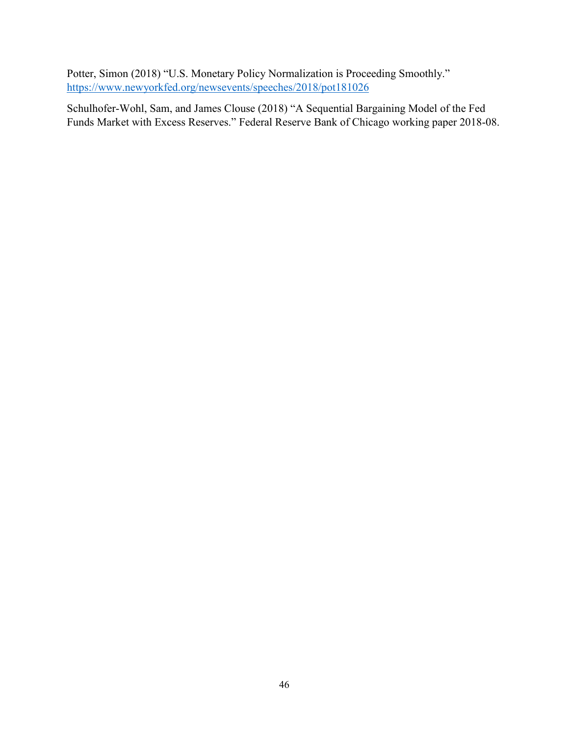Potter, Simon (2018) "U.S. Monetary Policy Normalization is Proceeding Smoothly." https://www.newyorkfed.org/newsevents/speeches/2018/pot181026

Schulhofer-Wohl, Sam, and James Clouse (2018) "A Sequential Bargaining Model of the Fed Funds Market with Excess Reserves." Federal Reserve Bank of Chicago working paper 2018-08.